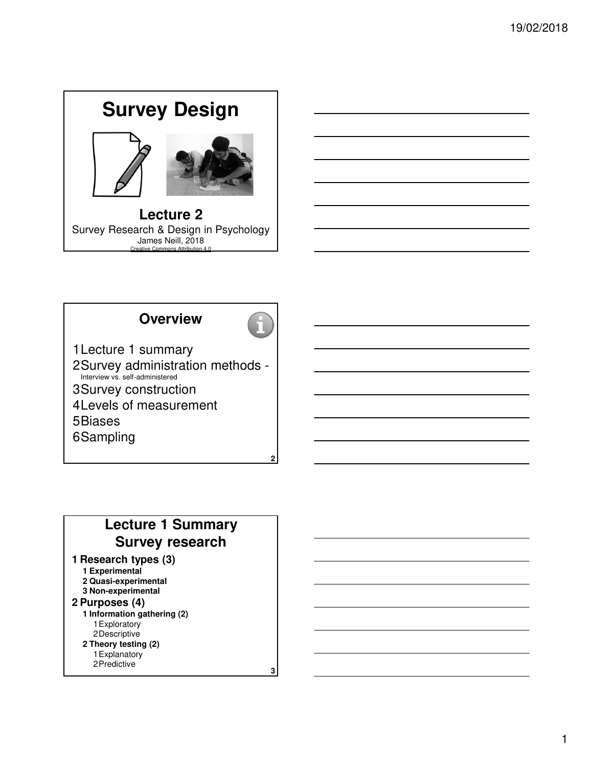# Survey Design

## Lecture 2

Survey Research & Design in Psychology
James Neill, 2018
Creative Commons Attribution 4.0

## Overview

1. Lecture 1 summary
2. Survey administration methods - Interview vs. self-administered
3. Survey construction
4. Levels of measurement
5. Biases
6. Sampling

## Lecture 1 Summary Survey research

1. **Research types (3)**
   1. **Experimental**
   2. **Quasi-experimental**
   3. **Non-experimental**
2. **Purposes (4)**
   1. **Information gathering (2)**
      1. Exploratory
      2. Descriptive
   2. **Theory testing (2)**
      1. Explanatory
      2. Predictive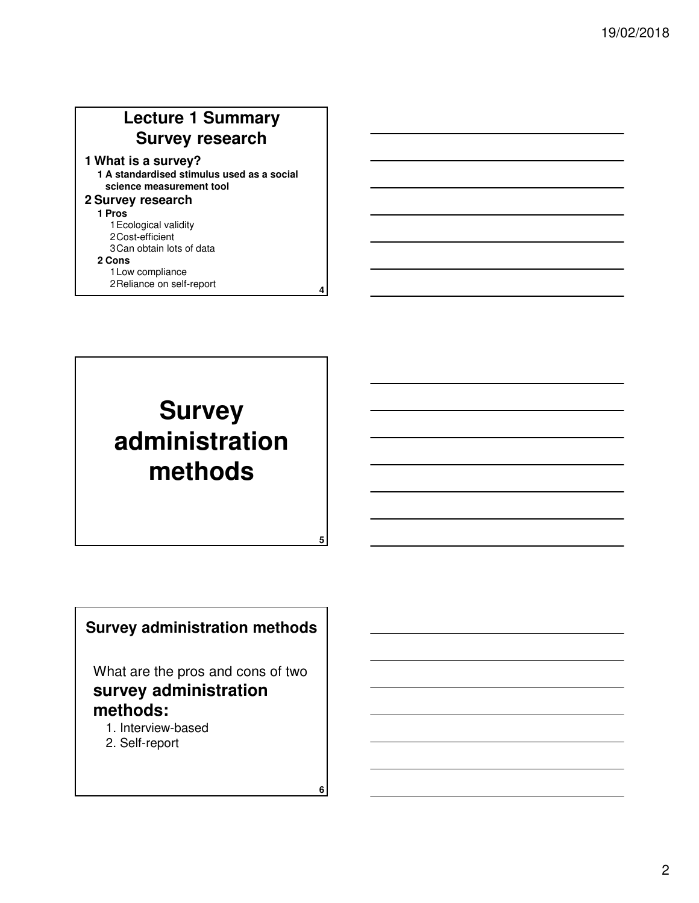## Lecture 1 Summary Survey research

1 What is a survey?
   1 A standardised stimulus used as a social science measurement tool

2 Survey research
   1 Pros
      1 Ecological validity
      2 Cost-efficient
      3 Can obtain lots of data
   2 Cons
      1 Low compliance
      2 Reliance on self-report

# Survey administration methods

## Survey administration methods

What are the pros and cons of two **survey administration methods:**

1. Interview-based
2. Self-report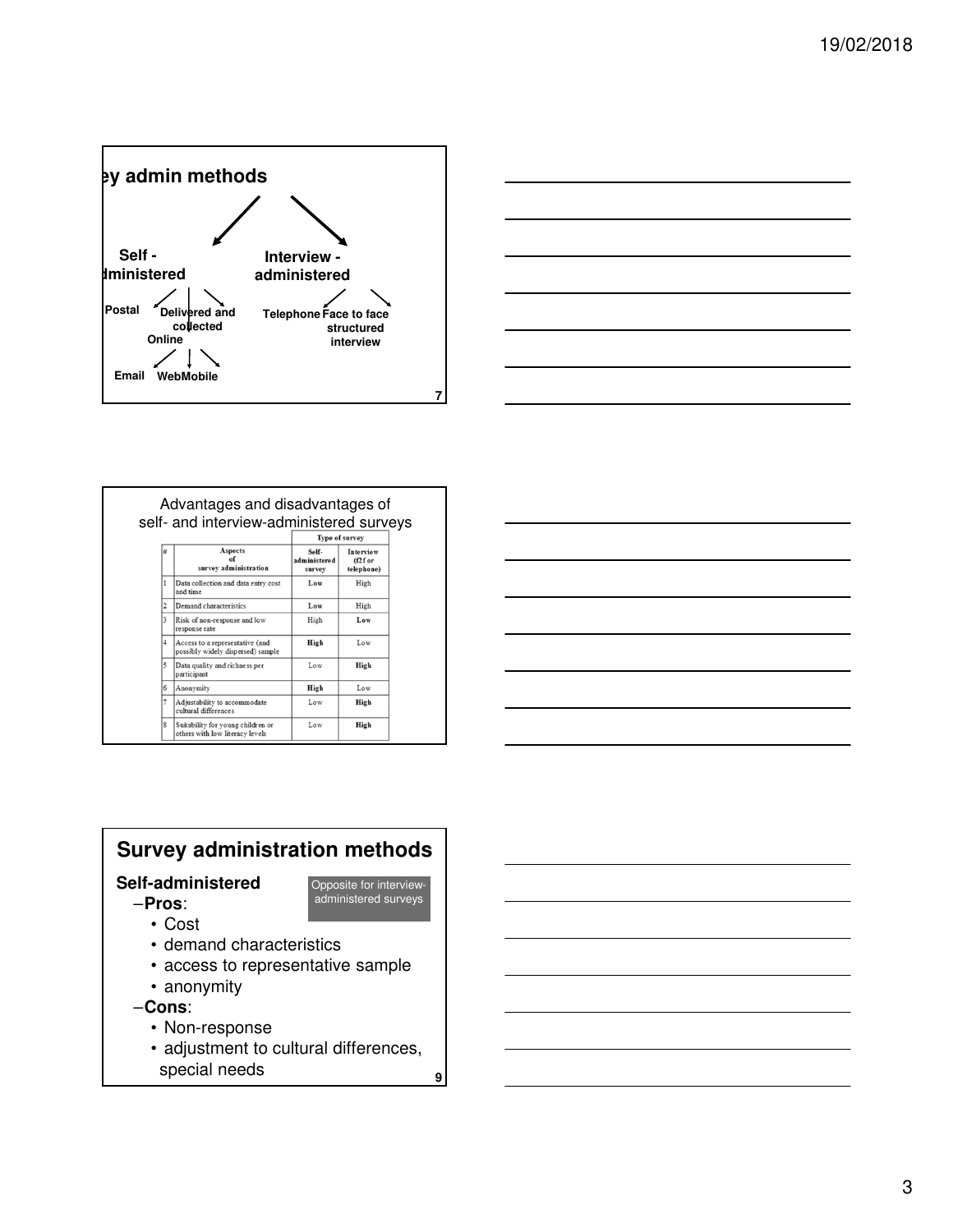## ey admin methods

- **Self - dministered**
  - **Postal**
  - **Delivered and collected**
  - **Online**
    - **Email**
    - **Web**
    - **Mobile**
- **Interview - administered**
  - **Telephone**
  - **Face to face structured interview**

Advantages and disadvantages of self- and interview-administered surveys

| # | Aspects of survey administration | Type of survey | |
|---|---|---|---|
| | | **Self-administered survey** | **Interview (f2f or telephone)** |
| 1 | Data collection and data entry cost and time | **Low** | High |
| 2 | Demand characteristics | **Low** | High |
| 3 | Risk of non-response and low response rate | High | **Low** |
| 4 | Access to a representative (and possibly widely dispersed) sample | **High** | Low |
| 5 | Data quality and richness per participant | Low | **High** |
| 6 | Anonymity | **High** | Low |
| 7 | Adjustability to accommodate cultural differences | Low | **High** |
| 8 | Suitability for young children or others with low literacy levels | Low | **High** |

## Survey administration methods

**Self-administered**

Opposite for interview-administered surveys

- **Pros**:
  - Cost
  - demand characteristics
  - access to representative sample
  - anonymity
- **Cons**:
  - Non-response
  - adjustment to cultural differences, special needs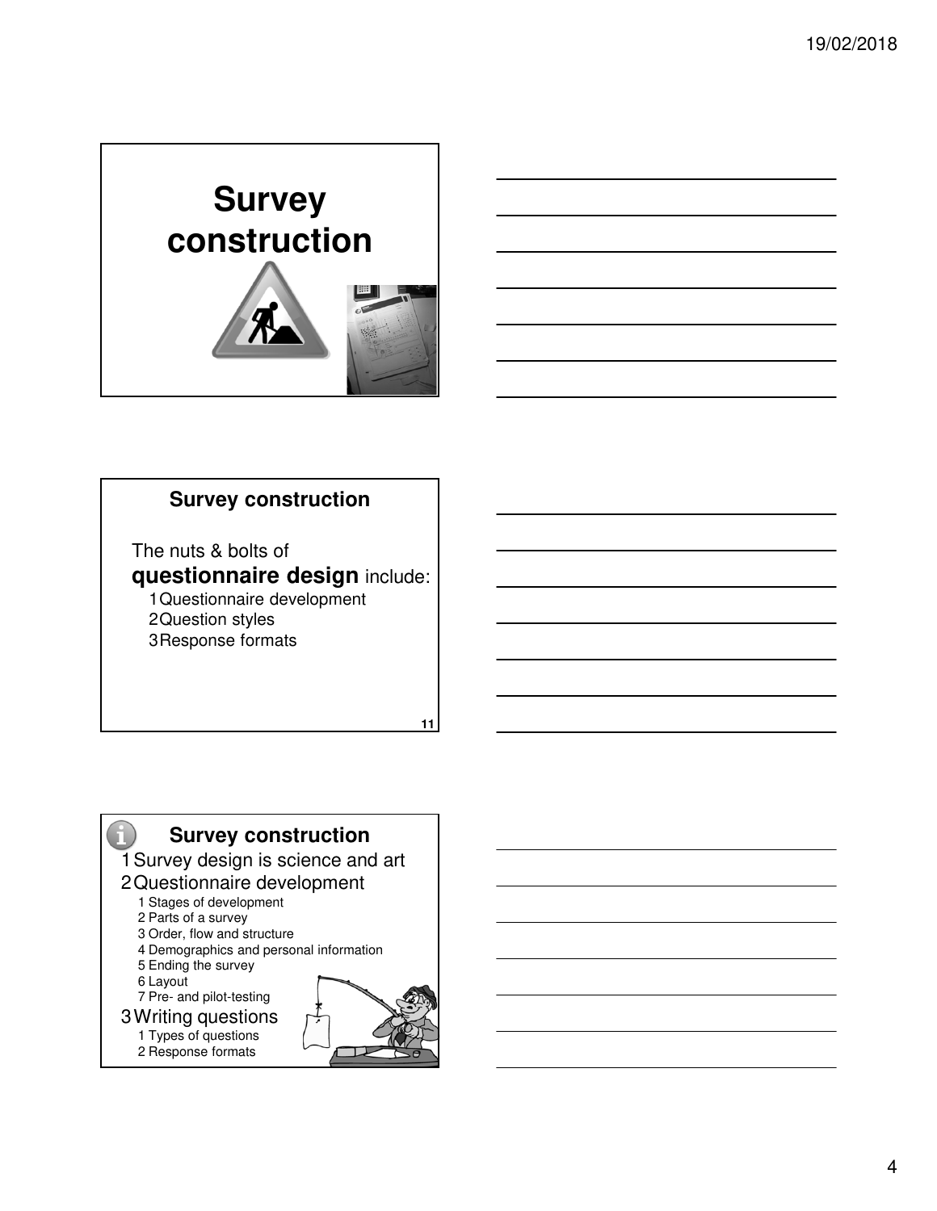# Survey construction

## Survey construction

The nuts & bolts of **questionnaire design** include:

1. Questionnaire development
2. Question styles
3. Response formats

## Survey construction

1. Survey design is science and art
2. Questionnaire development
   1. Stages of development
   2. Parts of a survey
   3. Order, flow and structure
   4. Demographics and personal information
   5. Ending the survey
   6. Layout
   7. Pre- and pilot-testing
3. Writing questions
   1. Types of questions
   2. Response formats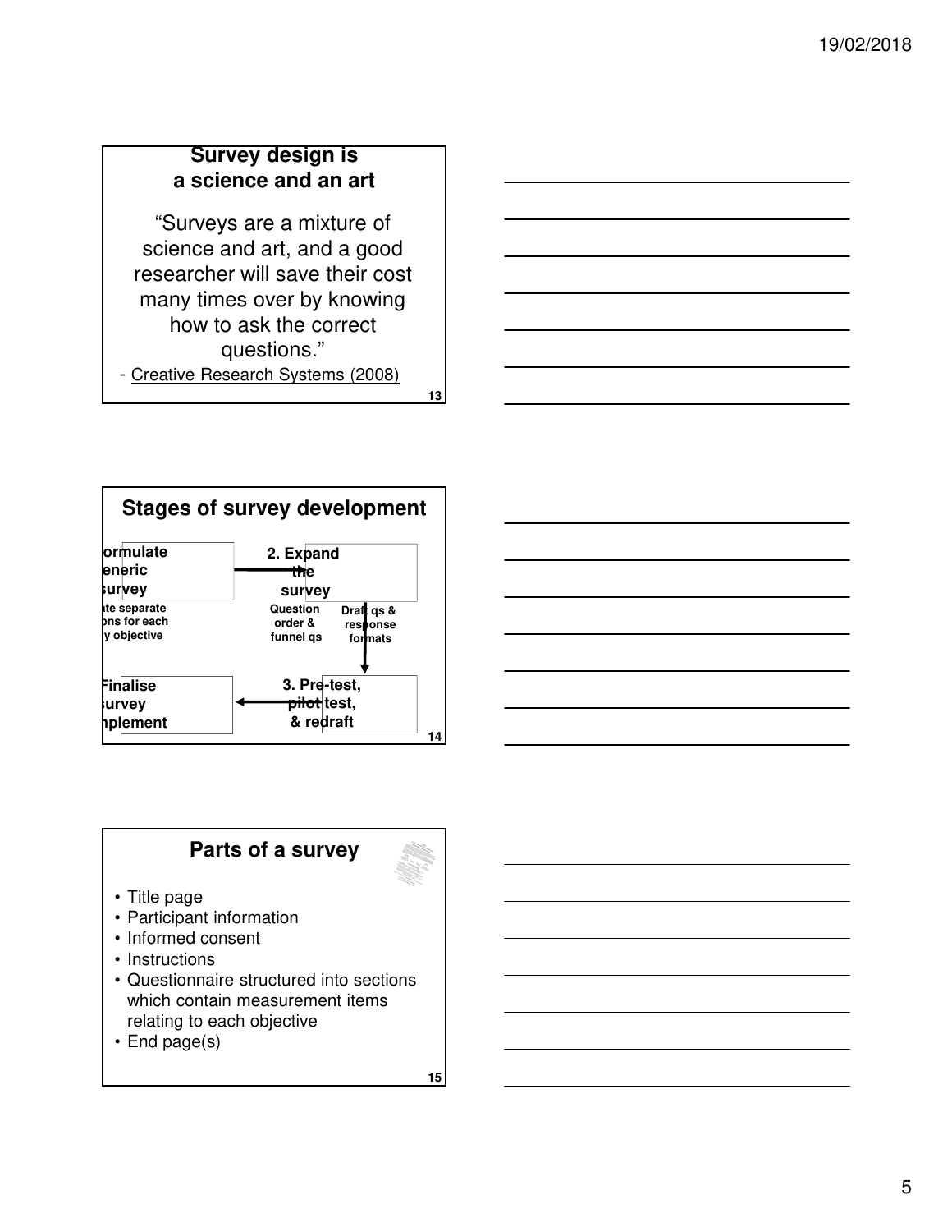## Survey design is a science and an art

"Surveys are a mixture of science and art, and a good researcher will save their cost many times over by knowing how to ask the correct questions."

- Creative Research Systems (2008)

## Stages of survey development

ormulate eneric survey

te separate ons for each y objective

2. Expand the survey

Question order & funnel qs

Draft qs & response formats

3. Pre-test, pilot test, & redraft

Finalise survey nplement

## Parts of a survey

- Title page
- Participant information
- Informed consent
- Instructions
- Questionnaire structured into sections which contain measurement items relating to each objective
- End page(s)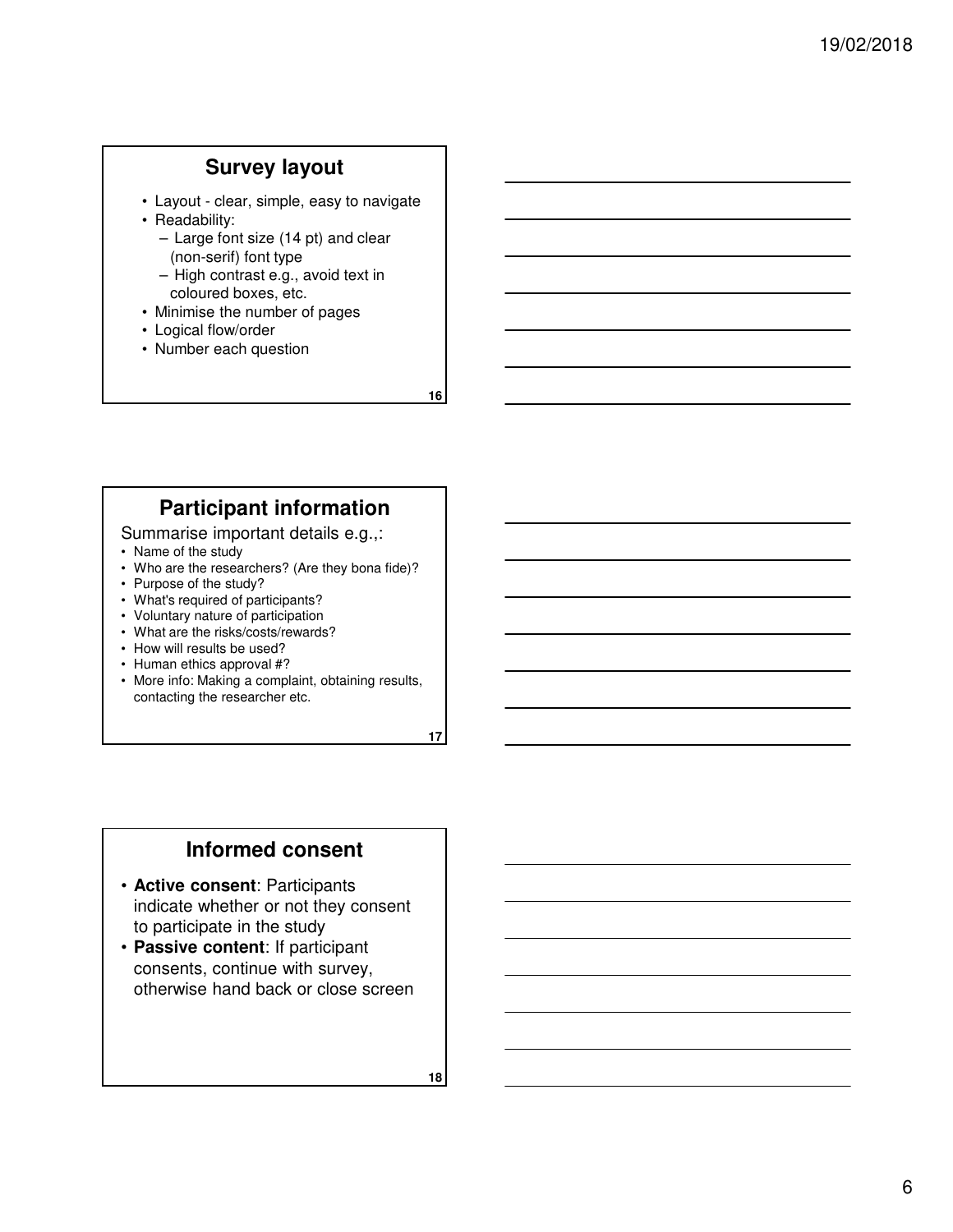## Survey layout

- Layout - clear, simple, easy to navigate
- Readability:
  - Large font size (14 pt) and clear (non-serif) font type
  - High contrast e.g., avoid text in coloured boxes, etc.
- Minimise the number of pages
- Logical flow/order
- Number each question

## Participant information

Summarise important details e.g.,:

- Name of the study
- Who are the researchers? (Are they bona fide)?
- Purpose of the study?
- What's required of participants?
- Voluntary nature of participation
- What are the risks/costs/rewards?
- How will results be used?
- Human ethics approval #?
- More info: Making a complaint, obtaining results, contacting the researcher etc.

## Informed consent

- **Active consent**: Participants indicate whether or not they consent to participate in the study
- **Passive content**: If participant consents, continue with survey, otherwise hand back or close screen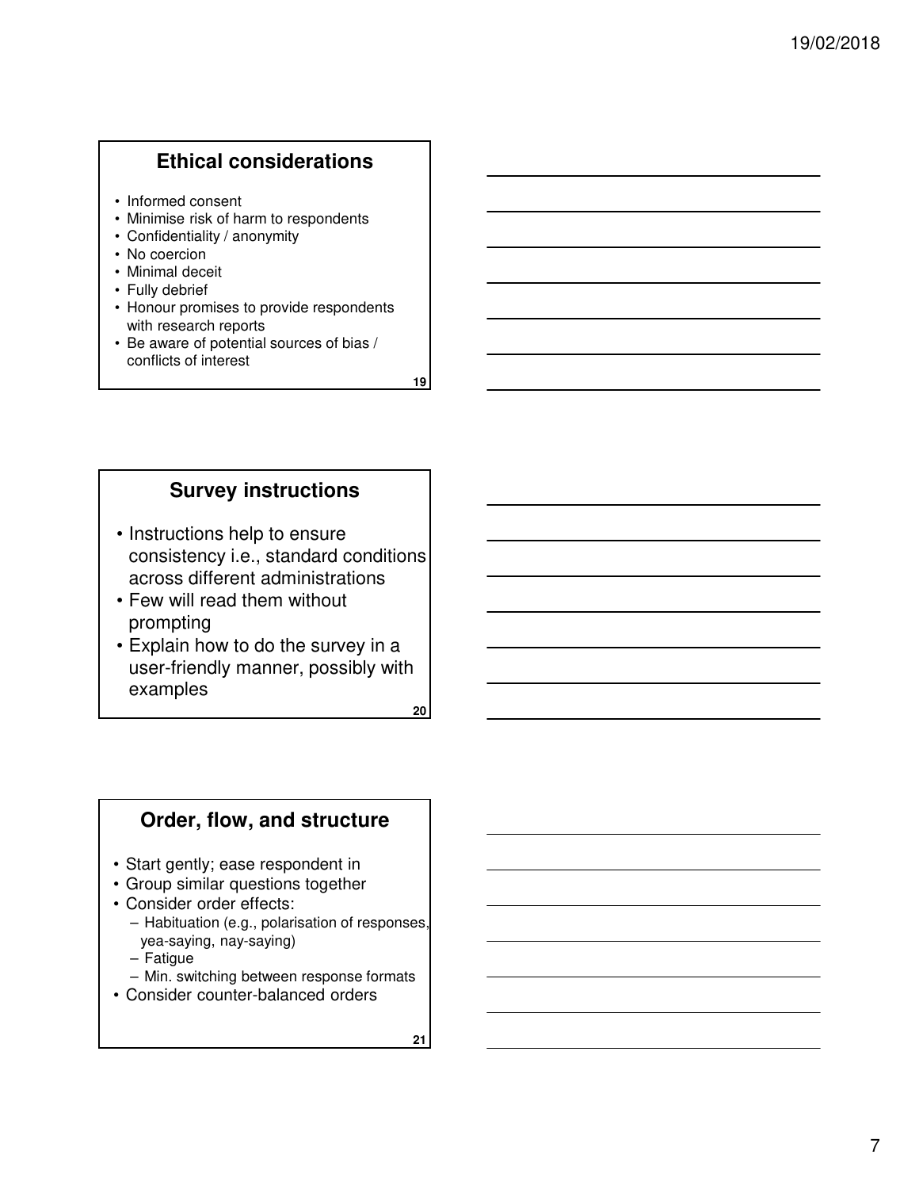## Ethical considerations

- Informed consent
- Minimise risk of harm to respondents
- Confidentiality / anonymity
- No coercion
- Minimal deceit
- Fully debrief
- Honour promises to provide respondents with research reports
- Be aware of potential sources of bias / conflicts of interest

## Survey instructions

- Instructions help to ensure consistency i.e., standard conditions across different administrations
- Few will read them without prompting
- Explain how to do the survey in a user-friendly manner, possibly with examples

## Order, flow, and structure

- Start gently; ease respondent in
- Group similar questions together
- Consider order effects:
  - Habituation (e.g., polarisation of responses, yea-saying, nay-saying)
  - Fatigue
  - Min. switching between response formats
- Consider counter-balanced orders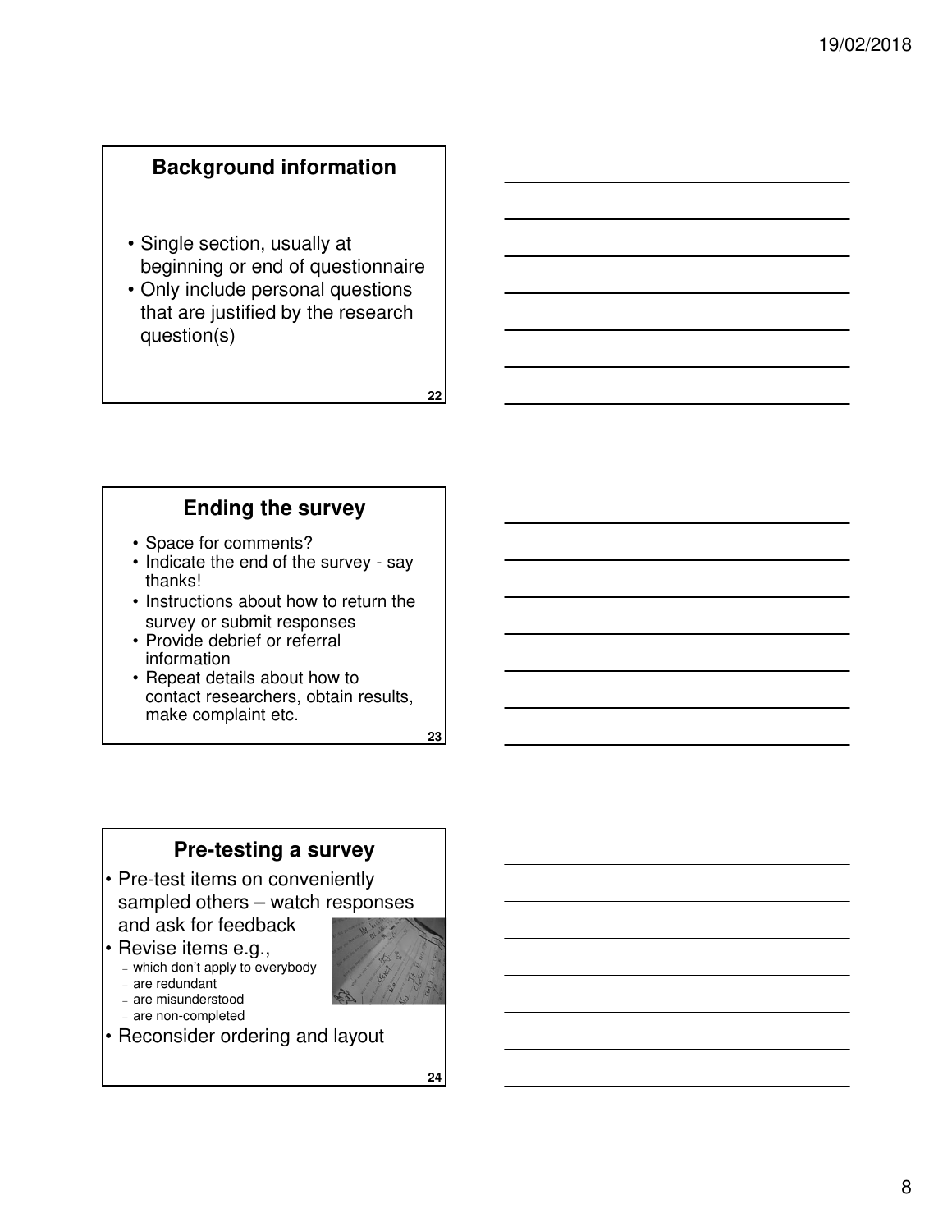## Background information

- Single section, usually at beginning or end of questionnaire
- Only include personal questions that are justified by the research question(s)

## Ending the survey

- Space for comments?
- Indicate the end of the survey - say thanks!
- Instructions about how to return the survey or submit responses
- Provide debrief or referral information
- Repeat details about how to contact researchers, obtain results, make complaint etc.

## Pre-testing a survey

- Pre-test items on conveniently sampled others – watch responses and ask for feedback
- Revise items e.g.,
  - which don't apply to everybody
  - are redundant
  - are misunderstood
  - are non-completed
- Reconsider ordering and layout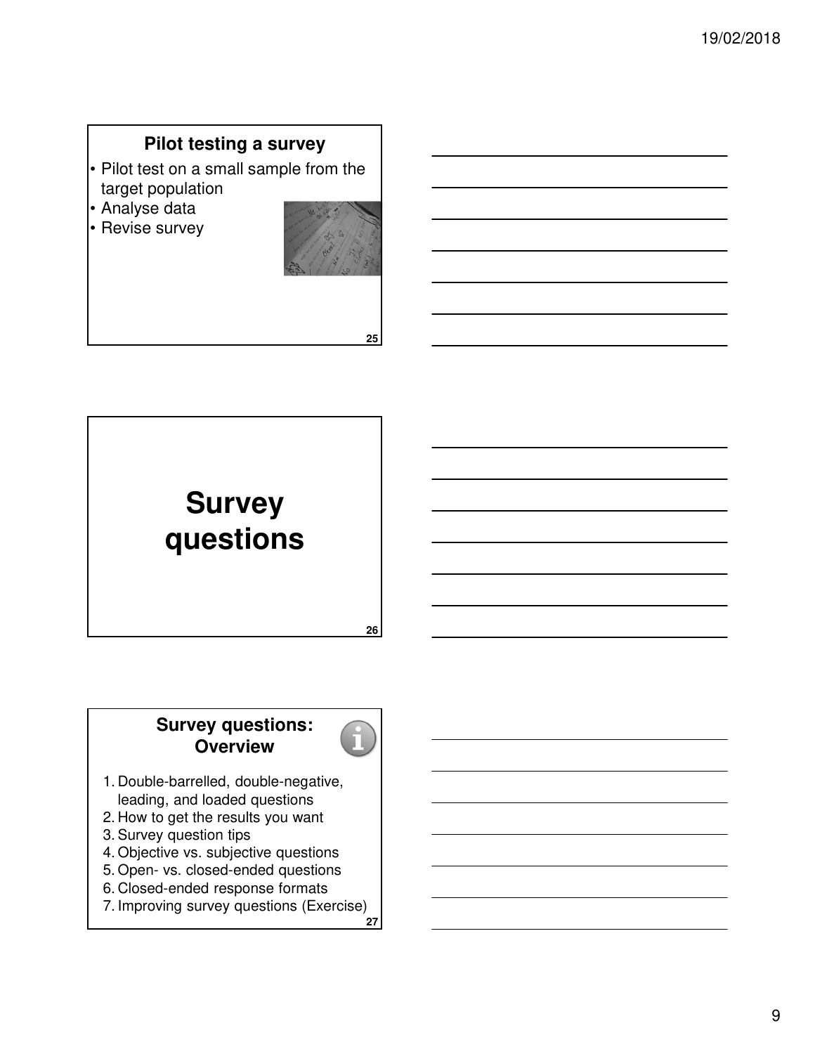## Pilot testing a survey

- Pilot test on a small sample from the target population
- Analyse data
- Revise survey

# Survey questions

## Survey questions: Overview

1. Double-barrelled, double-negative, leading, and loaded questions
2. How to get the results you want
3. Survey question tips
4. Objective vs. subjective questions
5. Open- vs. closed-ended questions
6. Closed-ended response formats
7. Improving survey questions (Exercise)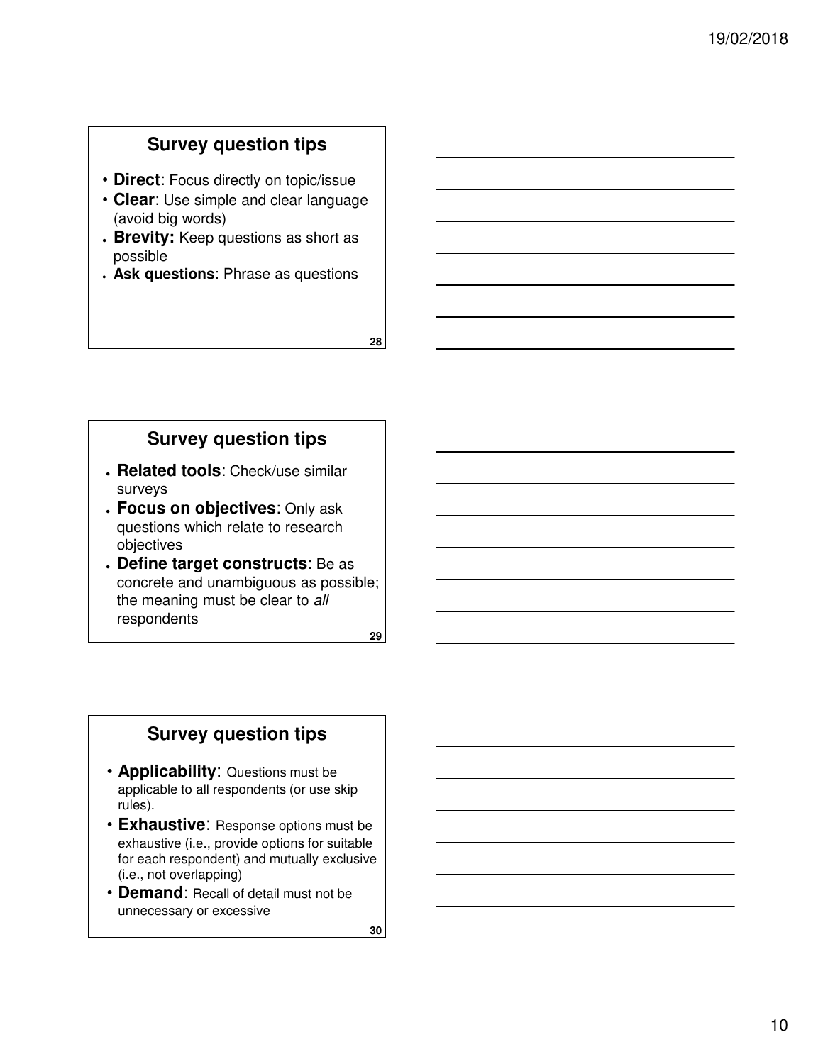## Survey question tips

- **Direct**: Focus directly on topic/issue
- **Clear**: Use simple and clear language (avoid big words)
- **Brevity:** Keep questions as short as possible
- **Ask questions**: Phrase as questions

## Survey question tips

- **Related tools**: Check/use similar surveys
- **Focus on objectives**: Only ask questions which relate to research objectives
- **Define target constructs**: Be as concrete and unambiguous as possible; the meaning must be clear to *all* respondents

## Survey question tips

- **Applicability**: Questions must be applicable to all respondents (or use skip rules).
- **Exhaustive**: Response options must be exhaustive (i.e., provide options for suitable for each respondent) and mutually exclusive (i.e., not overlapping)
- **Demand**: Recall of detail must not be unnecessary or excessive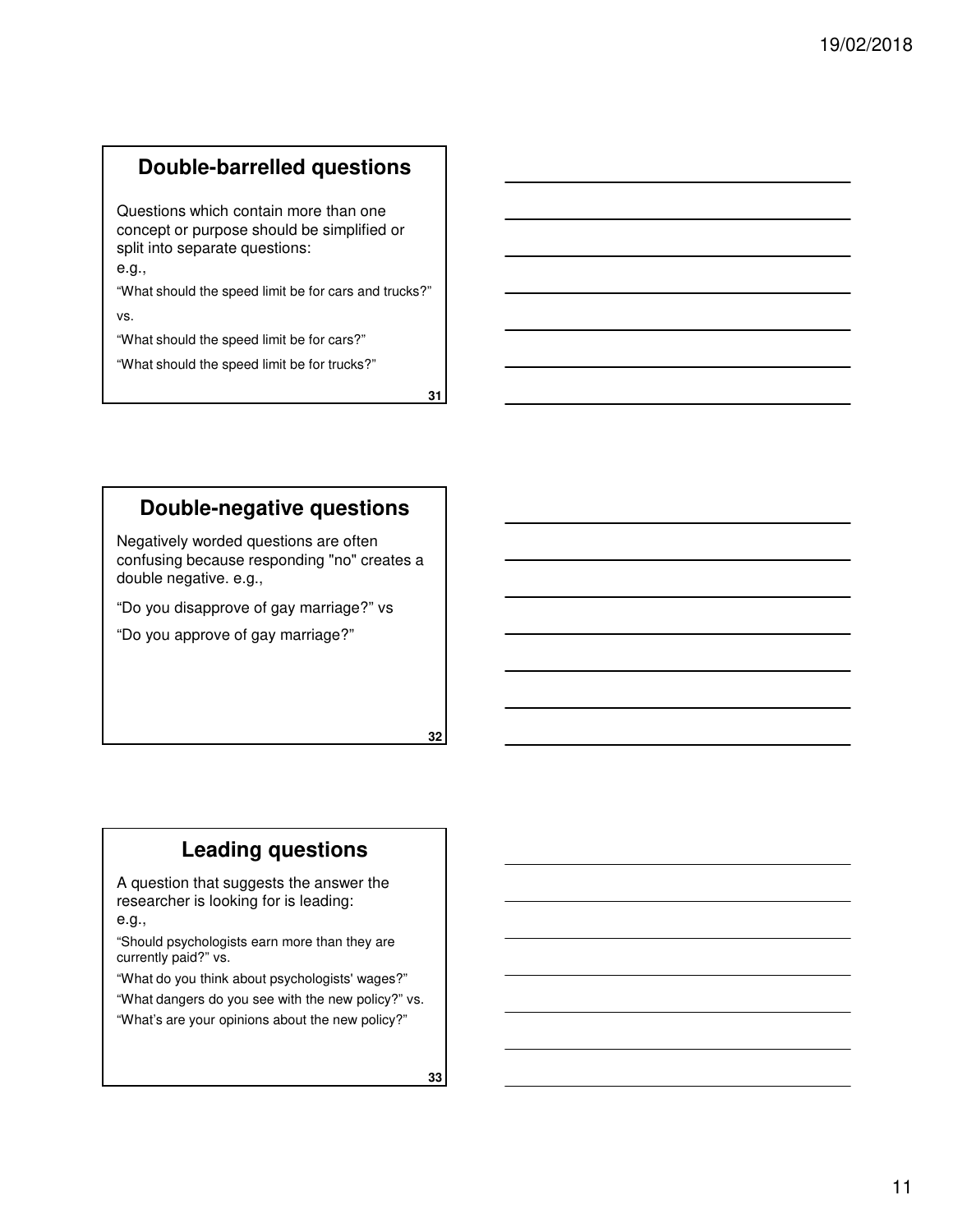## Double-barrelled questions

Questions which contain more than one concept or purpose should be simplified or split into separate questions:
e.g.,

"What should the speed limit be for cars and trucks?"

vs.

"What should the speed limit be for cars?"

"What should the speed limit be for trucks?"

## Double-negative questions

Negatively worded questions are often confusing because responding "no" creates a double negative. e.g.,

"Do you disapprove of gay marriage?" vs

"Do you approve of gay marriage?"

## Leading questions

A question that suggests the answer the researcher is looking for is leading:
e.g.,

"Should psychologists earn more than they are currently paid?" vs.

"What do you think about psychologists' wages?"

"What dangers do you see with the new policy?" vs.

"What's are your opinions about the new policy?"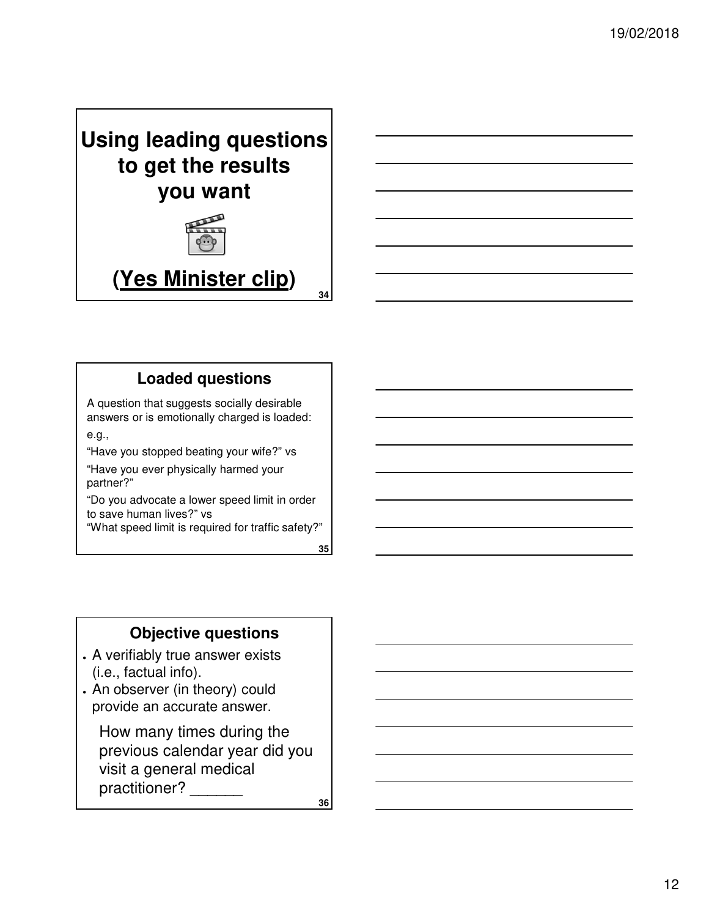## Using leading questions to get the results you want

(Yes Minister clip)

## Loaded questions

A question that suggests socially desirable answers or is emotionally charged is loaded:

e.g.,

"Have you stopped beating your wife?" vs

"Have you ever physically harmed your partner?"

"Do you advocate a lower speed limit in order to save human lives?" vs
"What speed limit is required for traffic safety?"

## Objective questions

- A verifiably true answer exists (i.e., factual info).
- An observer (in theory) could provide an accurate answer.

How many times during the previous calendar year did you visit a general medical practitioner? ______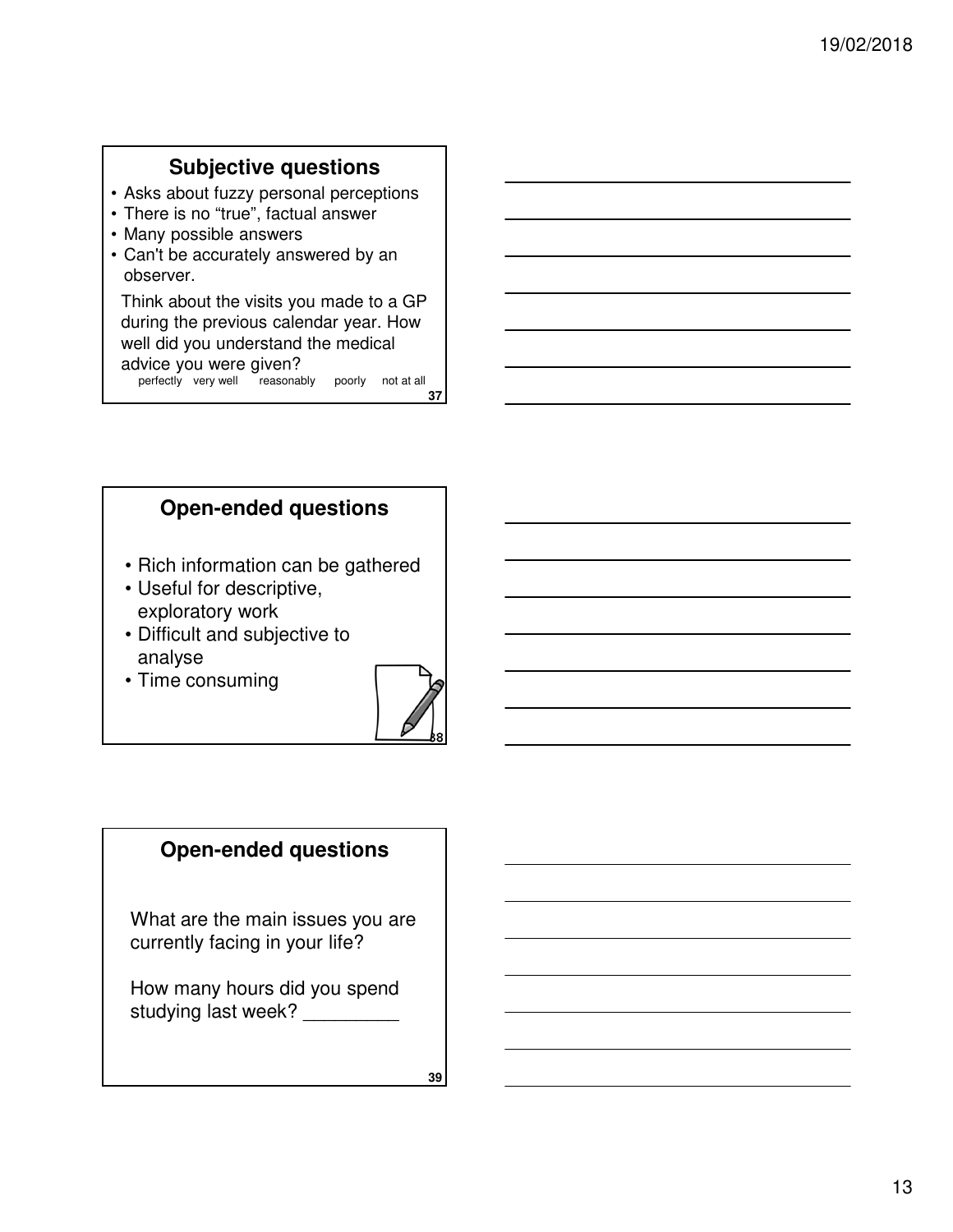## Subjective questions

- Asks about fuzzy personal perceptions
- There is no "true", factual answer
- Many possible answers
- Can't be accurately answered by an observer.

Think about the visits you made to a GP during the previous calendar year. How well did you understand the medical advice you were given?

perfectly very well reasonably poorly not at all

## Open-ended questions

- Rich information can be gathered
- Useful for descriptive, exploratory work
- Difficult and subjective to analyse
- Time consuming

## Open-ended questions

What are the main issues you are currently facing in your life?

How many hours did you spend studying last week? _________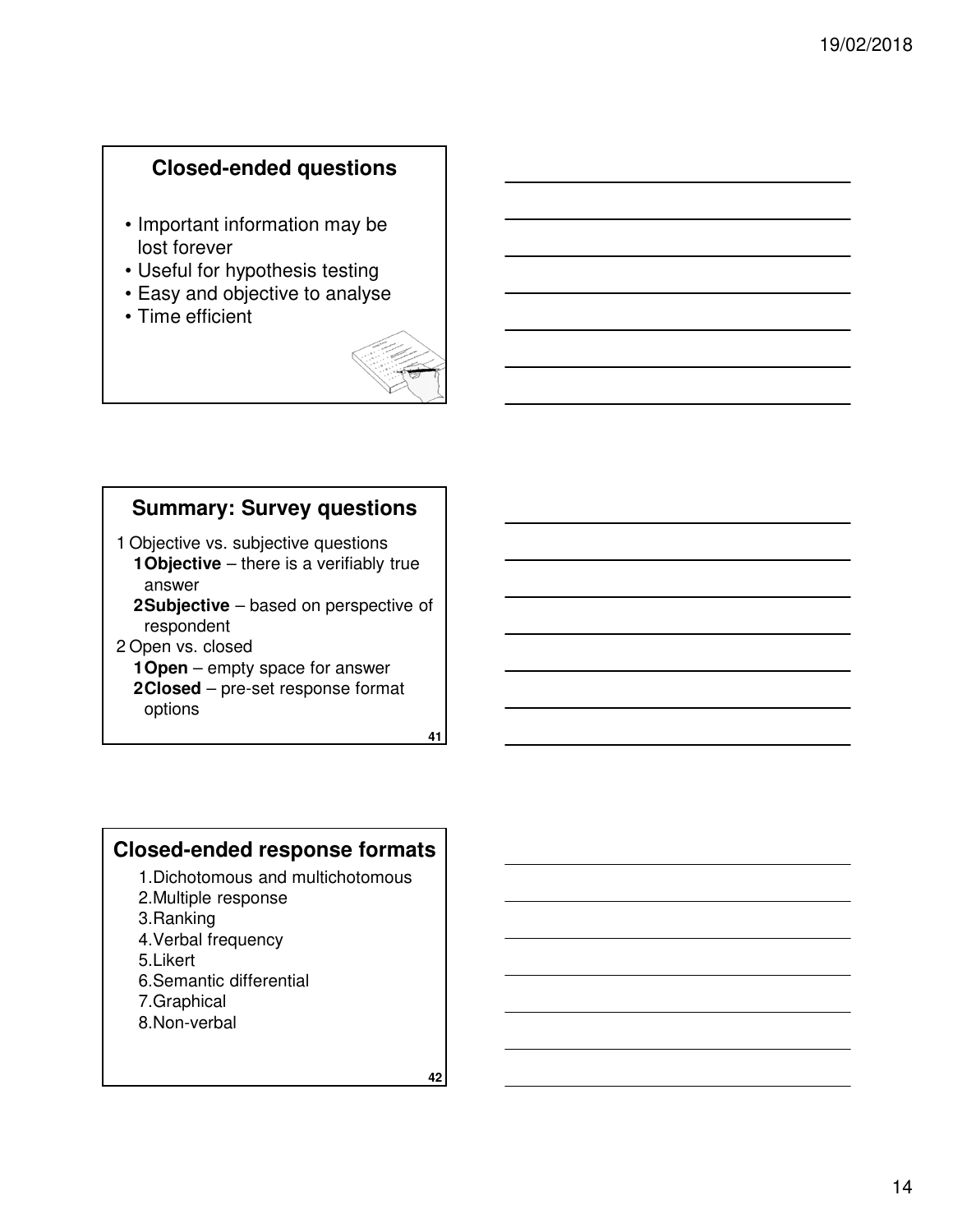## Closed-ended questions

- Important information may be lost forever
- Useful for hypothesis testing
- Easy and objective to analyse
- Time efficient

## Summary: Survey questions

1. Objective vs. subjective questions
   1. **Objective** – there is a verifiably true answer
   2. **Subjective** – based on perspective of respondent
2. Open vs. closed
   1. **Open** – empty space for answer
   2. **Closed** – pre-set response format options

## Closed-ended response formats

1. Dichotomous and multichotomous
2. Multiple response
3. Ranking
4. Verbal frequency
5. Likert
6. Semantic differential
7. Graphical
8. Non-verbal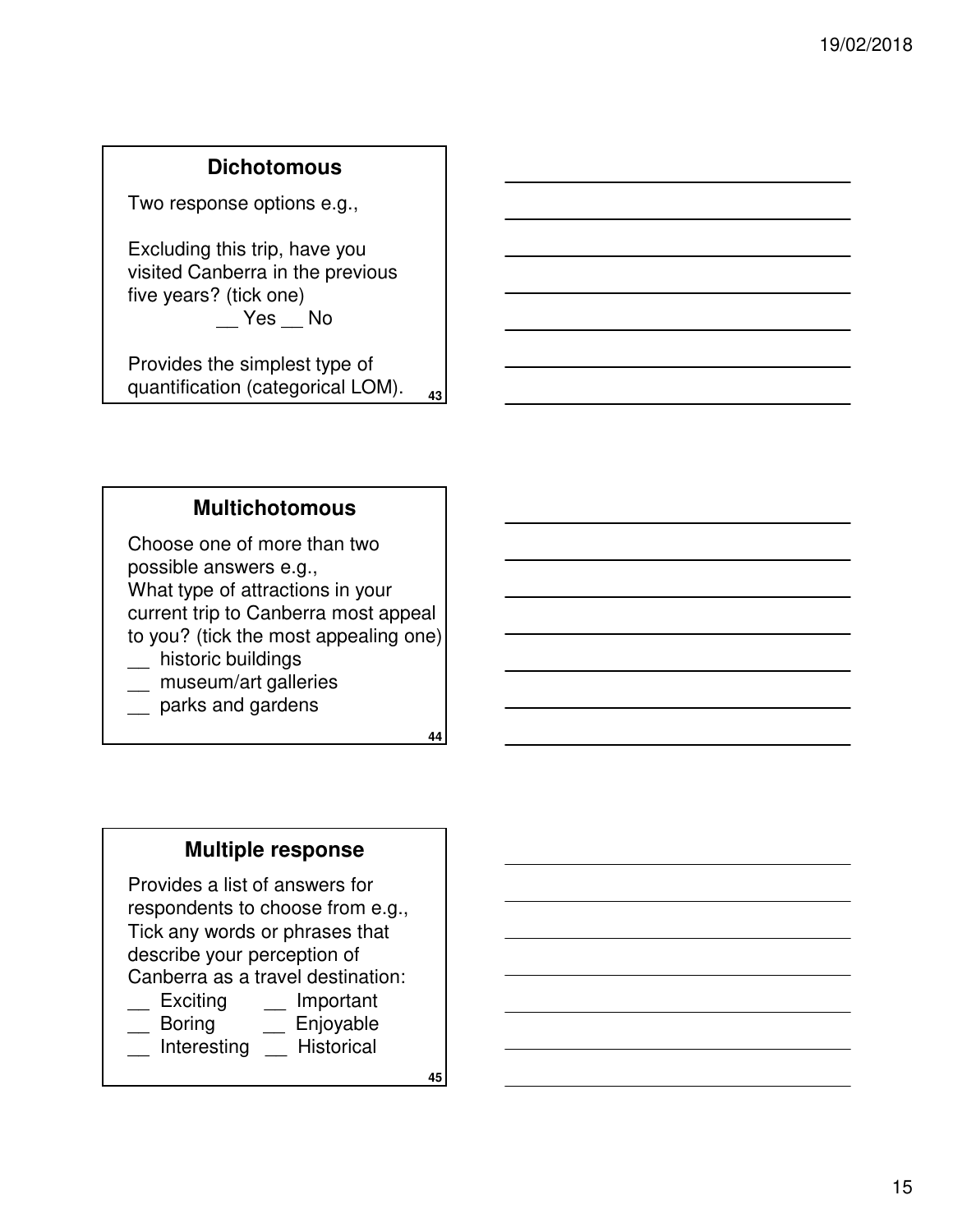## Dichotomous

Two response options e.g.,

Excluding this trip, have you visited Canberra in the previous five years? (tick one)

__ Yes __ No

Provides the simplest type of quantification (categorical LOM).

## Multichotomous

Choose one of more than two possible answers e.g.,

What type of attractions in your current trip to Canberra most appeal to you? (tick the most appealing one)

__ historic buildings

__ museum/art galleries

__ parks and gardens

## Multiple response

Provides a list of answers for respondents to choose from e.g.,

Tick any words or phrases that describe your perception of Canberra as a travel destination:

__ Exciting __ Important

__ Boring __ Enjoyable

__ Interesting __ Historical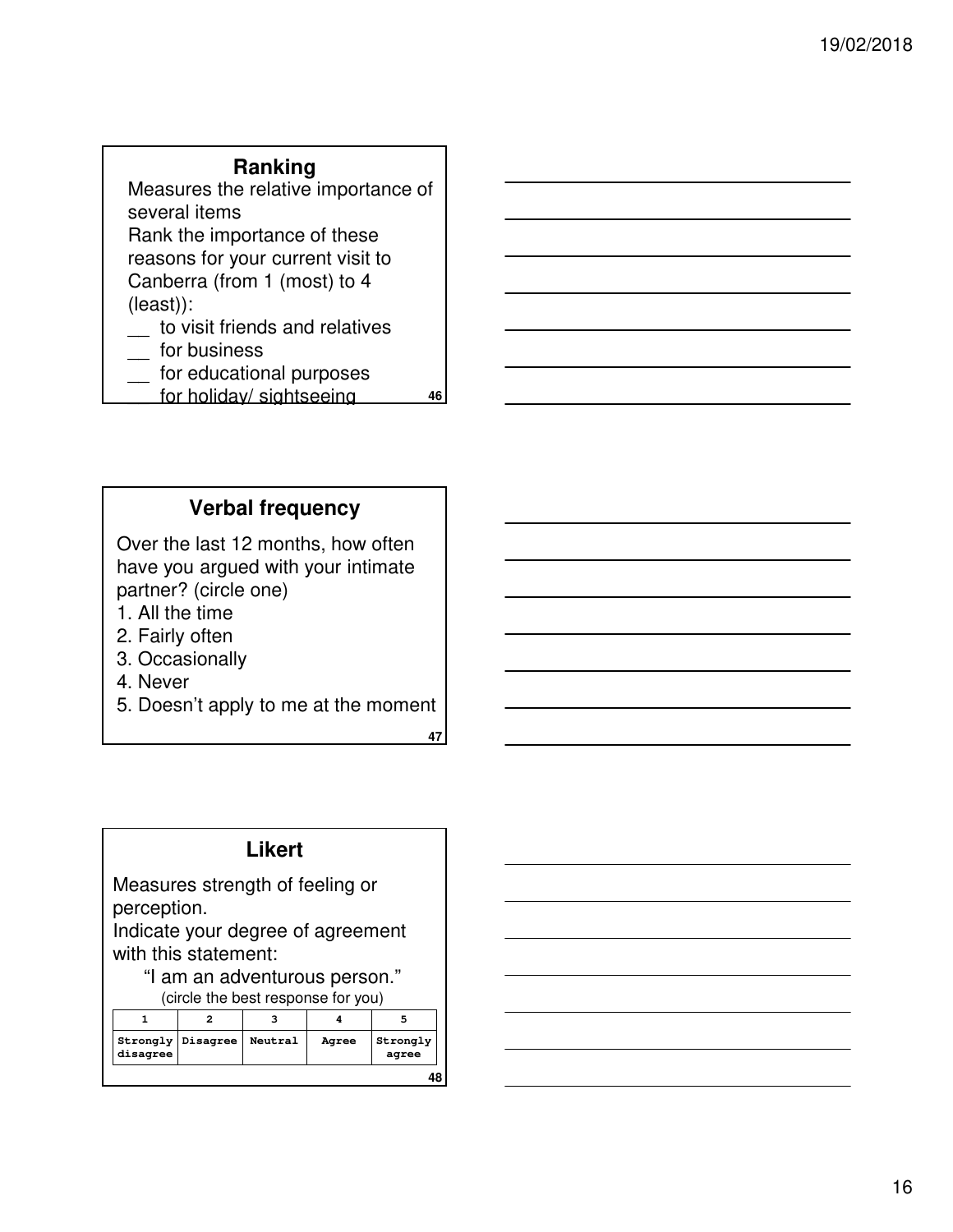## Ranking

Measures the relative importance of several items

Rank the importance of these reasons for your current visit to Canberra (from 1 (most) to 4 (least)):

__ to visit friends and relatives
__ for business
__ for educational purposes
__ for holiday/ sightseeing

## Verbal frequency

Over the last 12 months, how often have you argued with your intimate partner? (circle one)

1. All the time
2. Fairly often
3. Occasionally
4. Never
5. Doesn't apply to me at the moment

## Likert

Measures strength of feeling or perception.

Indicate your degree of agreement with this statement:

"I am an adventurous person."

(circle the best response for you)

| 1 | 2 | 3 | 4 | 5 |
|---|---|---|---|---|
| Strongly disagree | Disagree | Neutral | Agree | Strongly agree |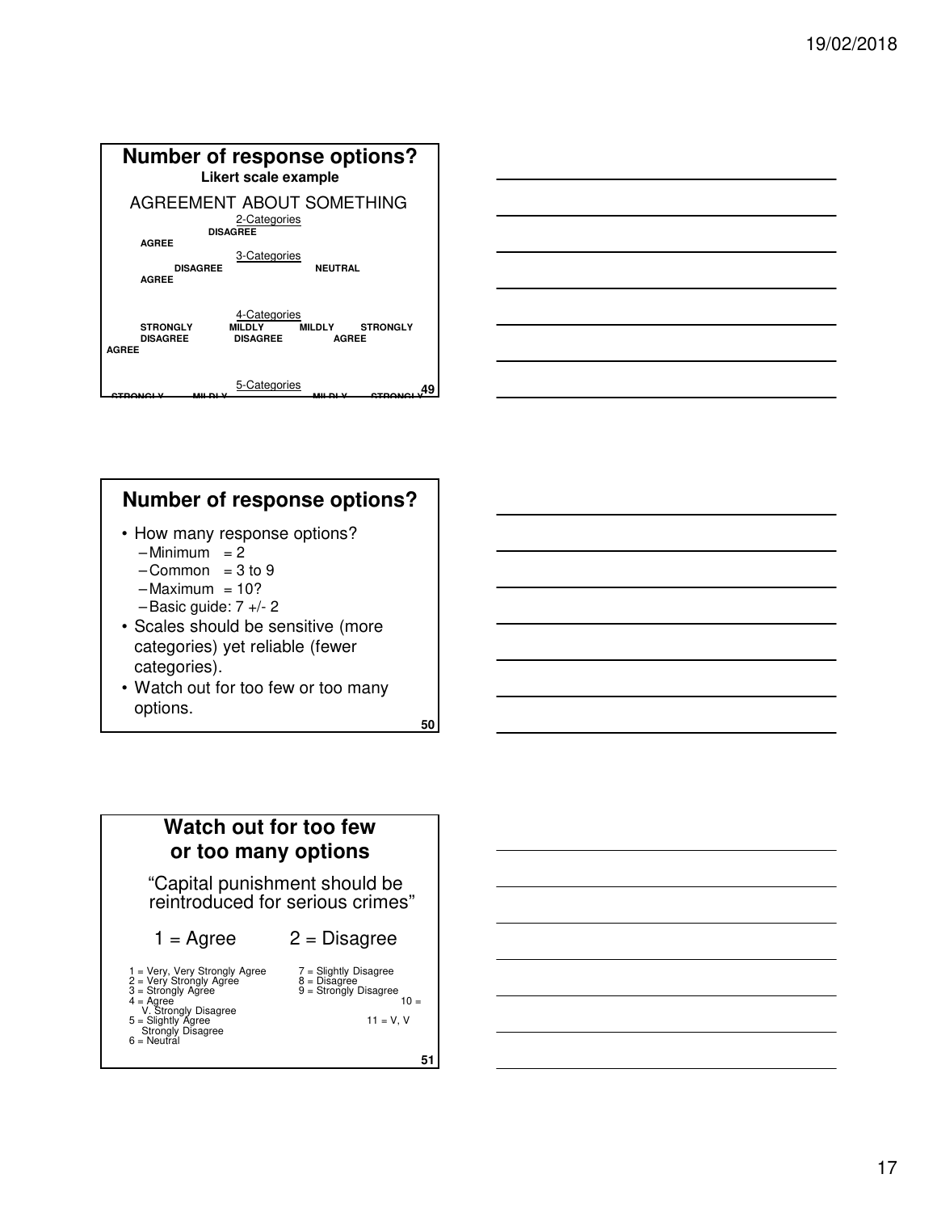## Number of response options?

**Likert scale example**

AGREEMENT ABOUT SOMETHING

2-Categories

**DISAGREE**
**AGREE**

3-Categories

**DISAGREE** **NEUTRAL**
**AGREE**

4-Categories

**STRONGLY DISAGREE** **MILDLY DISAGREE** **MILDLY AGREE** **STRONGLY AGREE**

5-Categories

**STRONGLY** **MILDLY** **MILDLY** **STRONGLY**

## Number of response options?

- How many response options?
  - Minimum = 2
  - Common = 3 to 9
  - Maximum = 10?
  - Basic guide: 7 +/- 2
- Scales should be sensitive (more categories) yet reliable (fewer categories).
- Watch out for too few or too many options.

## Watch out for too few or too many options

"Capital punishment should be reintroduced for serious crimes"

1 = Agree 2 = Disagree

1 = Very, Very Strongly Agree
2 = Very Strongly Agree
3 = Strongly Agree
4 = Agree
5 = Slightly Agree
6 = Neutral
7 = Slightly Disagree
8 = Disagree
9 = Strongly Disagree
10 = V. Strongly Disagree
11 = V, V Strongly Disagree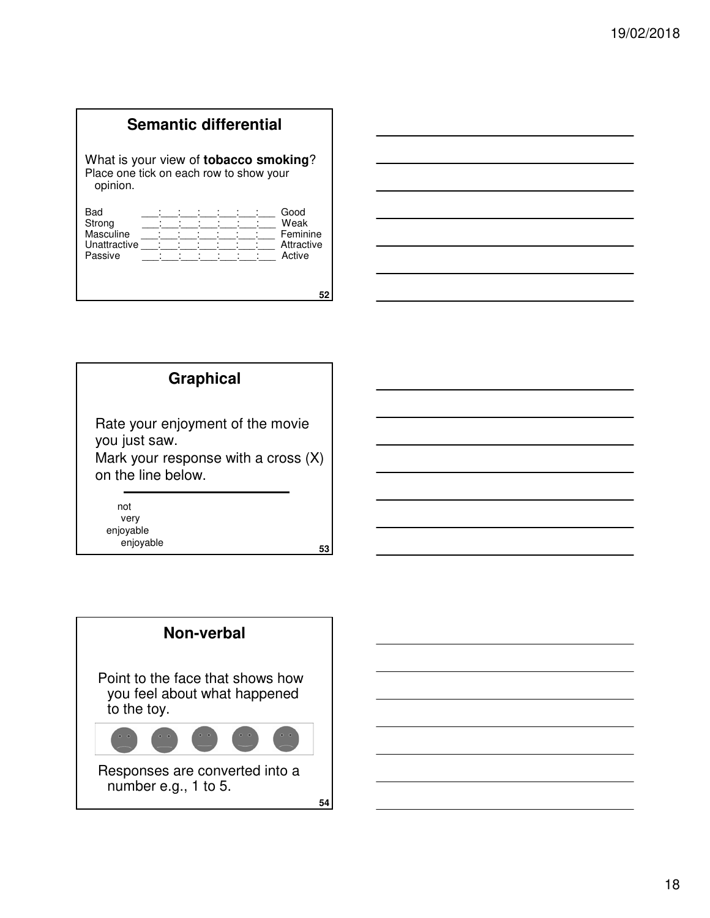## Semantic differential

What is your view of **tobacco smoking**?
Place one tick on each row to show your opinion.

| | | |
|---|---|---|
| Bad | ___:___:___:___:___:___:___ | Good |
| Strong | ___:___:___:___:___:___:___ | Weak |
| Masculine | ___:___:___:___:___:___:___ | Feminine |
| Unattractive | ___:___:___:___:___:___:___ | Attractive |
| Passive | ___:___:___:___:___:___:___ | Active |

52

## Graphical

Rate your enjoyment of the movie you just saw.
Mark your response with a cross (X) on the line below.

not very enjoyable — enjoyable

53

## Non-verbal

Point to the face that shows how you feel about what happened to the toy.

Responses are converted into a number e.g., 1 to 5.

54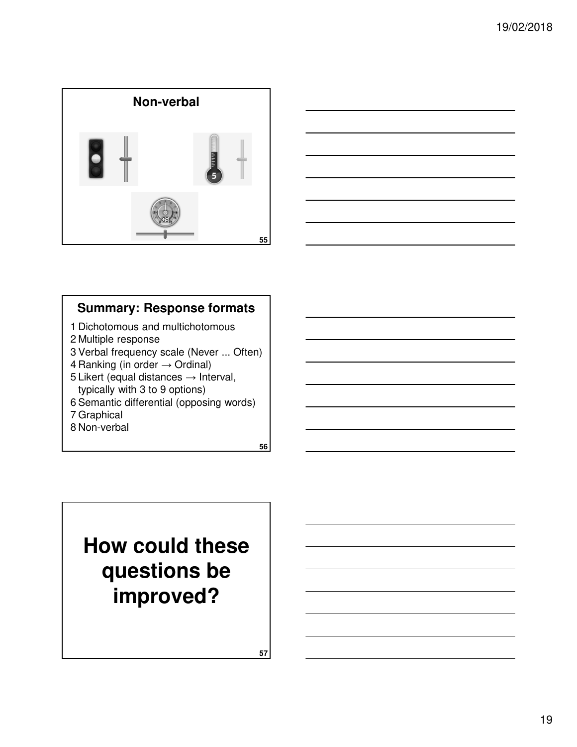## Non-verbal

## Summary: Response formats

1. Dichotomous and multichotomous
2. Multiple response
3. Verbal frequency scale (Never ... Often)
4. Ranking (in order → Ordinal)
5. Likert (equal distances → Interval, typically with 3 to 9 options)
6. Semantic differential (opposing words)
7. Graphical
8. Non-verbal

# How could these questions be improved?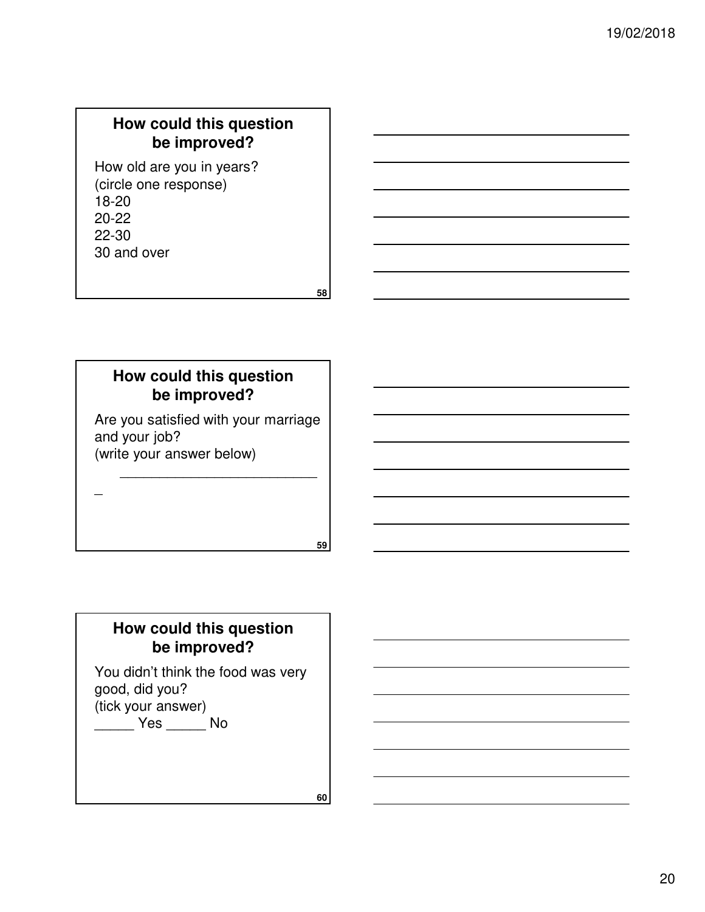## How could this question be improved?

How old are you in years?
(circle one response)
18-20
20-22
22-30
30 and over

## How could this question be improved?

Are you satisfied with your marriage and your job?
(write your answer below)

___________________________
_

## How could this question be improved?

You didn't think the food was very good, did you?
(tick your answer)
_____ Yes _____ No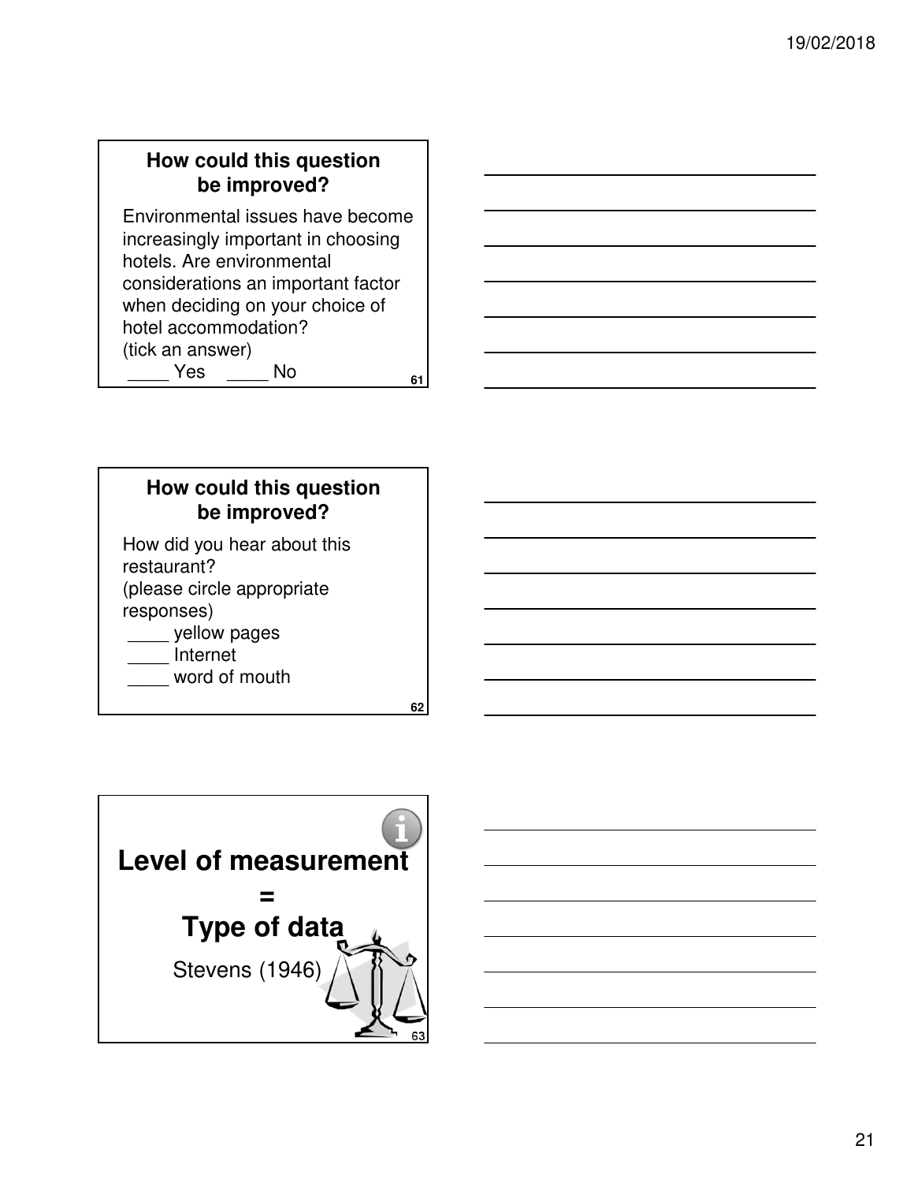## How could this question be improved?

Environmental issues have become increasingly important in choosing hotels. Are environmental considerations an important factor when deciding on your choice of hotel accommodation?
(tick an answer)
____ Yes ____ No

## How could this question be improved?

How did you hear about this restaurant?
(please circle appropriate responses)
____ yellow pages
____ Internet
____ word of mouth

# Level of measurement = Type of data

Stevens (1946)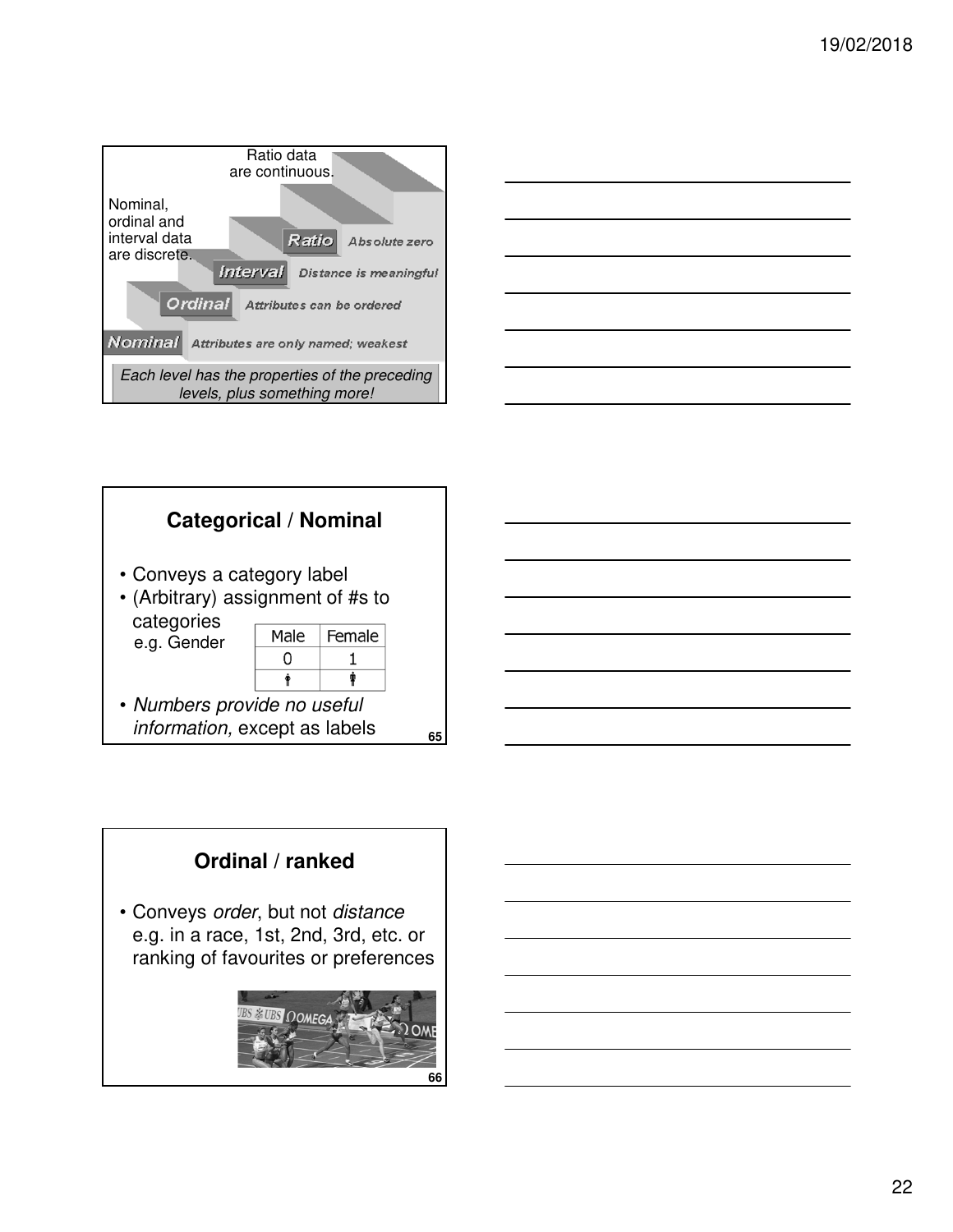Ratio data are continuous.

Nominal, ordinal and interval data are discrete.

- **Ratio** — Absolute zero
- **Interval** — Distance is meaningful
- **Ordinal** — Attributes can be ordered
- **Nominal** — Attributes are only named; weakest

*Each level has the properties of the preceding levels, plus something more!*

## Categorical / Nominal

- Conveys a category label
- (Arbitrary) assignment of #s to categories
  e.g. Gender

| Male | Female |
| --- | --- |
| 0 | 1 |

- *Numbers provide no useful information,* except as labels

## Ordinal / ranked

- Conveys *order*, but not *distance*
  e.g. in a race, 1st, 2nd, 3rd, etc. or ranking of favourites or preferences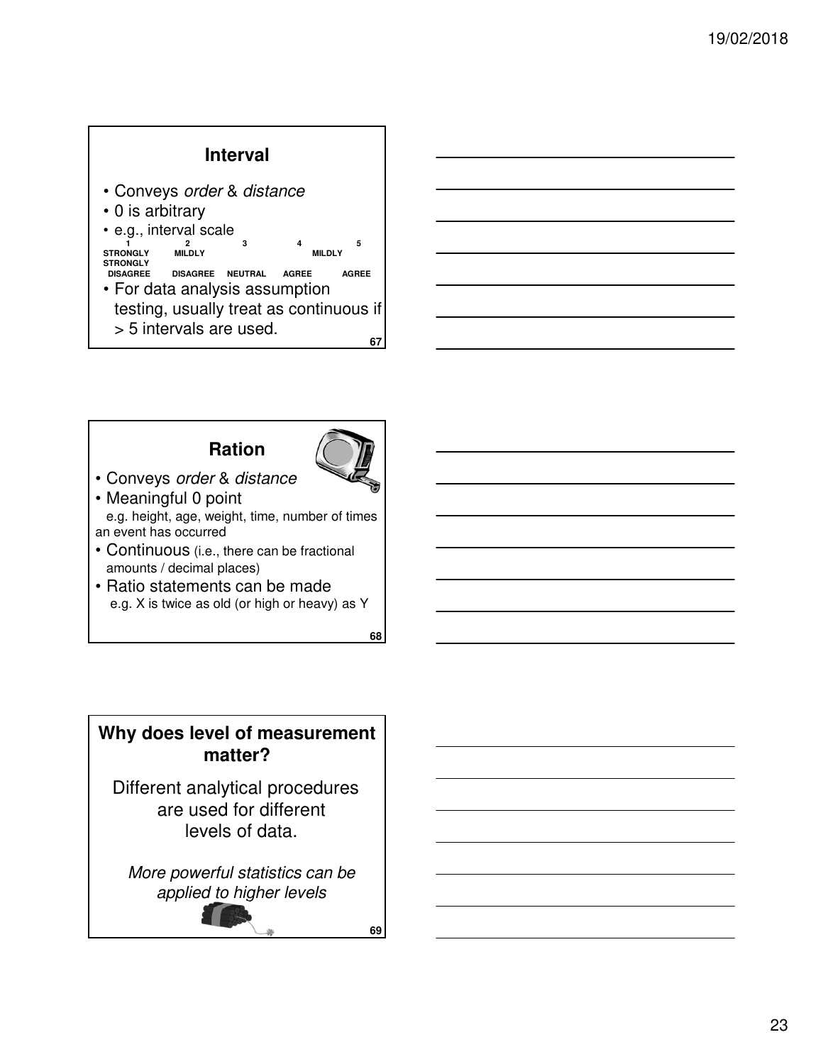## Interval

- Conveys *order* & *distance*
- 0 is arbitrary
- e.g., interval scale

| 1 | 2 | 3 | 4 | 5 |
|---|---|---|---|---|
| STRONGLY DISAGREE | MILDLY DISAGREE | NEUTRAL | MILDLY AGREE | STRONGLY AGREE |

- For data analysis assumption testing, usually treat as continuous if > 5 intervals are used.

67

## Ration

- Conveys *order* & *distance*
- Meaningful 0 point
  e.g. height, age, weight, time, number of times an event has occurred
- Continuous (i.e., there can be fractional amounts / decimal places)
- Ratio statements can be made
  e.g. X is twice as old (or high or heavy) as Y

68

## Why does level of measurement matter?

Different analytical procedures are used for different levels of data.

*More powerful statistics can be applied to higher levels*

69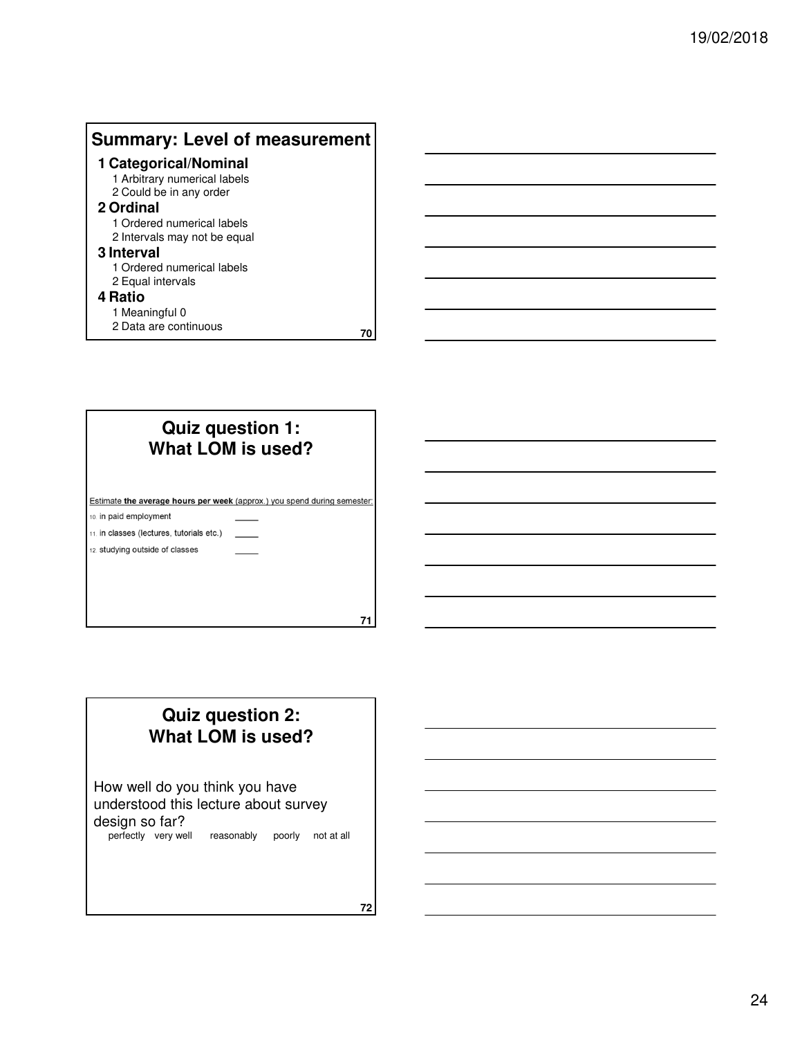## Summary: Level of measurement

**1 Categorical/Nominal**
1. Arbitrary numerical labels
2. Could be in any order

**2 Ordinal**
1. Ordered numerical labels
2. Intervals may not be equal

**3 Interval**
1. Ordered numerical labels
2. Equal intervals

**4 Ratio**
1. Meaningful 0
2. Data are continuous

## Quiz question 1: What LOM is used?

Estimate **the average hours per week** (approx.) you spend during semester:

10. in paid employment _____
11. in classes (lectures, tutorials etc.) _____
12. studying outside of classes _____

## Quiz question 2: What LOM is used?

How well do you think you have understood this lecture about survey design so far?

perfectly   very well   reasonably   poorly   not at all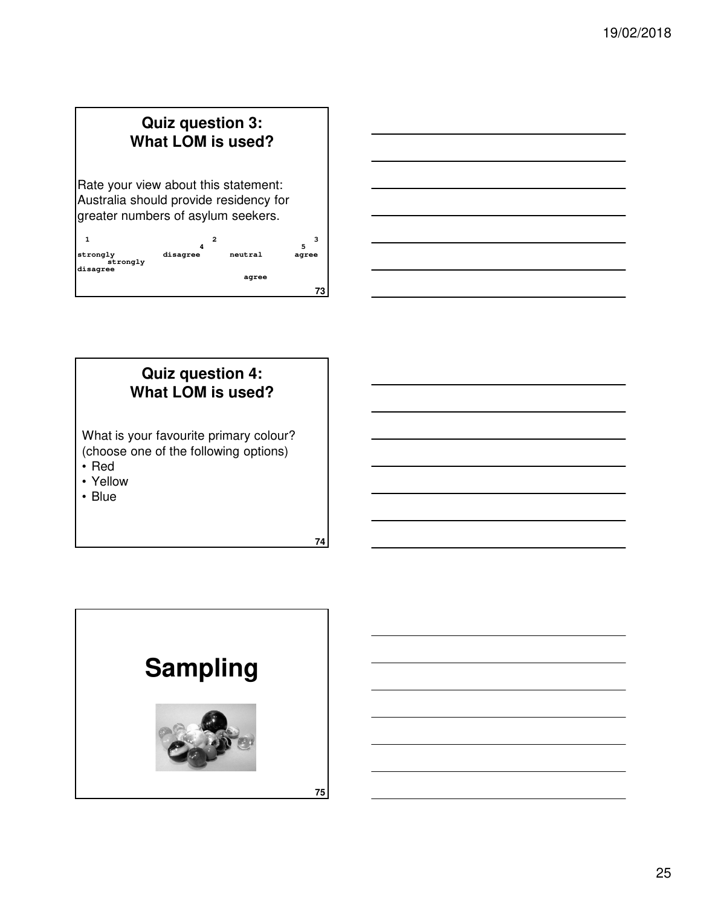## Quiz question 3: What LOM is used?

Rate your view about this statement: Australia should provide residency for greater numbers of asylum seekers.

```
 1                        2                    3
                         4                    5
strongly          disagree       neutral       agree
      strongly
disagree
                                    agree
```

## Quiz question 4: What LOM is used?

What is your favourite primary colour? (choose one of the following options)

- Red
- Yellow
- Blue

# Sampling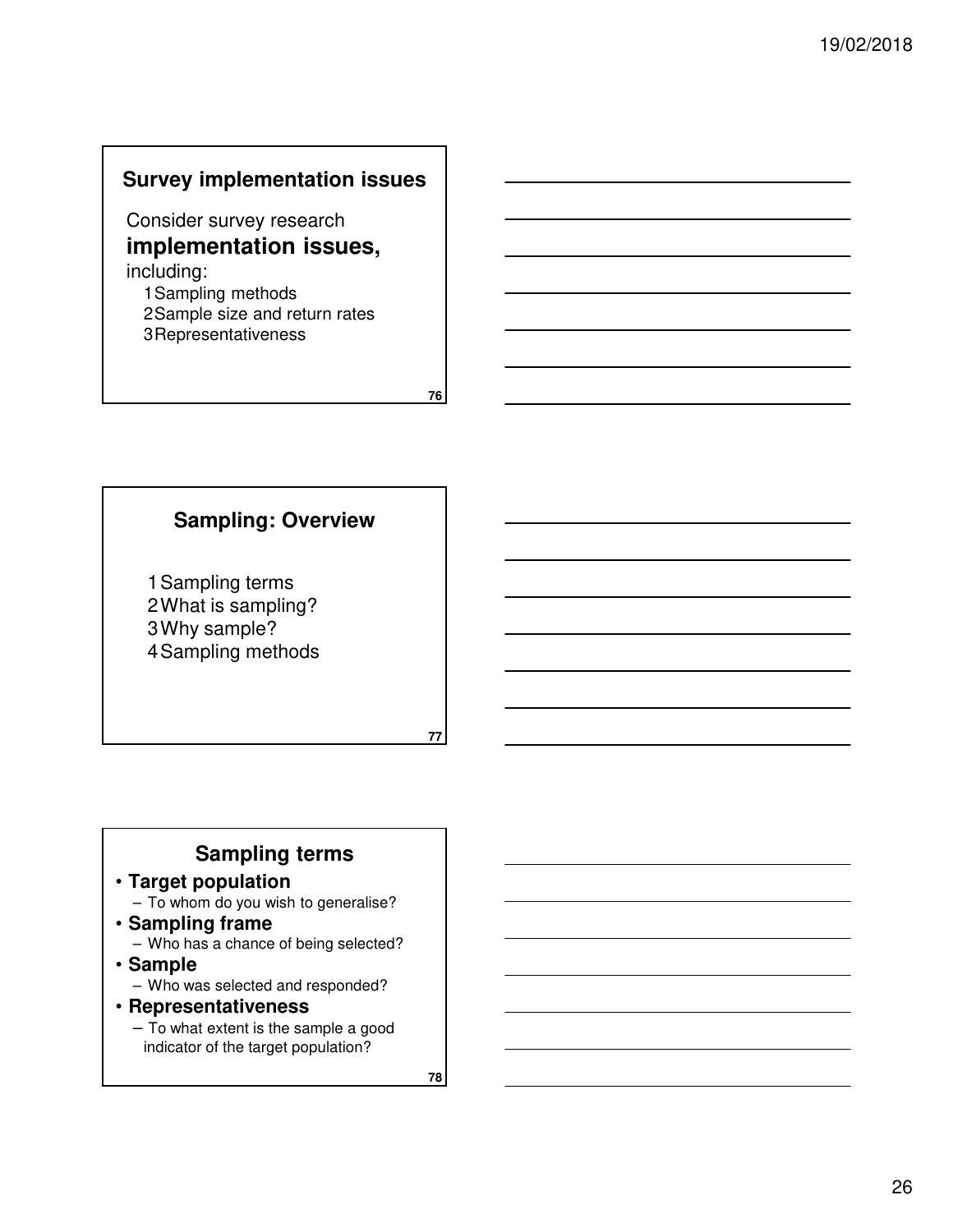## Survey implementation issues

Consider survey research **implementation issues,** including:

1. Sampling methods
2. Sample size and return rates
3. Representativeness

## Sampling: Overview

1. Sampling terms
2. What is sampling?
3. Why sample?
4. Sampling methods

## Sampling terms

- **Target population**
  - To whom do you wish to generalise?
- **Sampling frame**
  - Who has a chance of being selected?
- **Sample**
  - Who was selected and responded?
- **Representativeness**
  - To what extent is the sample a good indicator of the target population?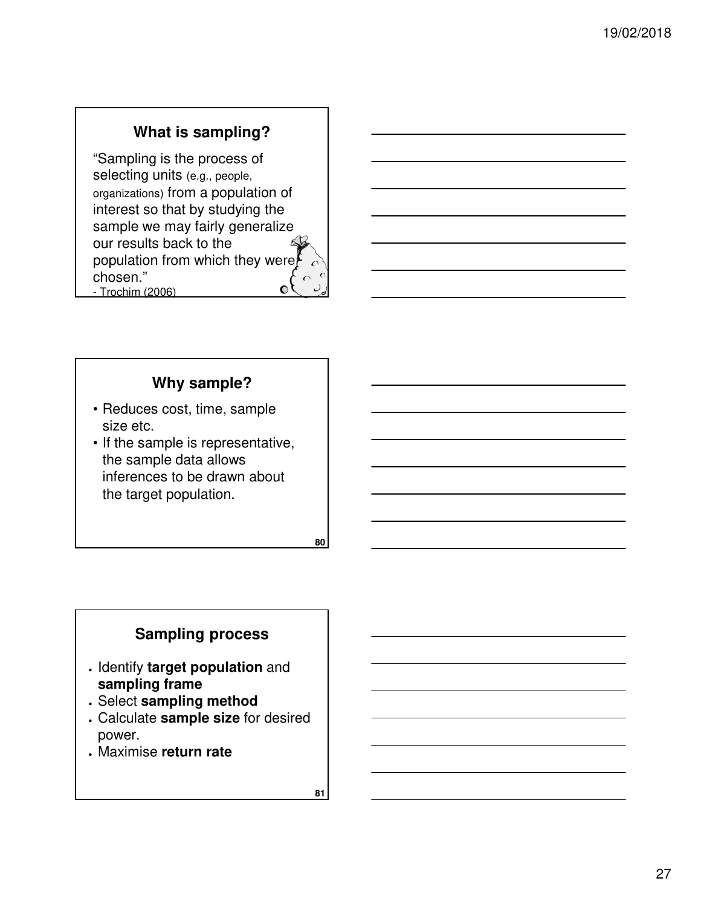## What is sampling?

"Sampling is the process of selecting units (e.g., people, organizations) from a population of interest so that by studying the sample we may fairly generalize our results back to the population from which they were chosen."
- Trochim (2006)

## Why sample?

- Reduces cost, time, sample size etc.
- If the sample is representative, the sample data allows inferences to be drawn about the target population.

## Sampling process

- Identify **target population** and **sampling frame**
- Select **sampling method**
- Calculate **sample size** for desired power.
- Maximise **return rate**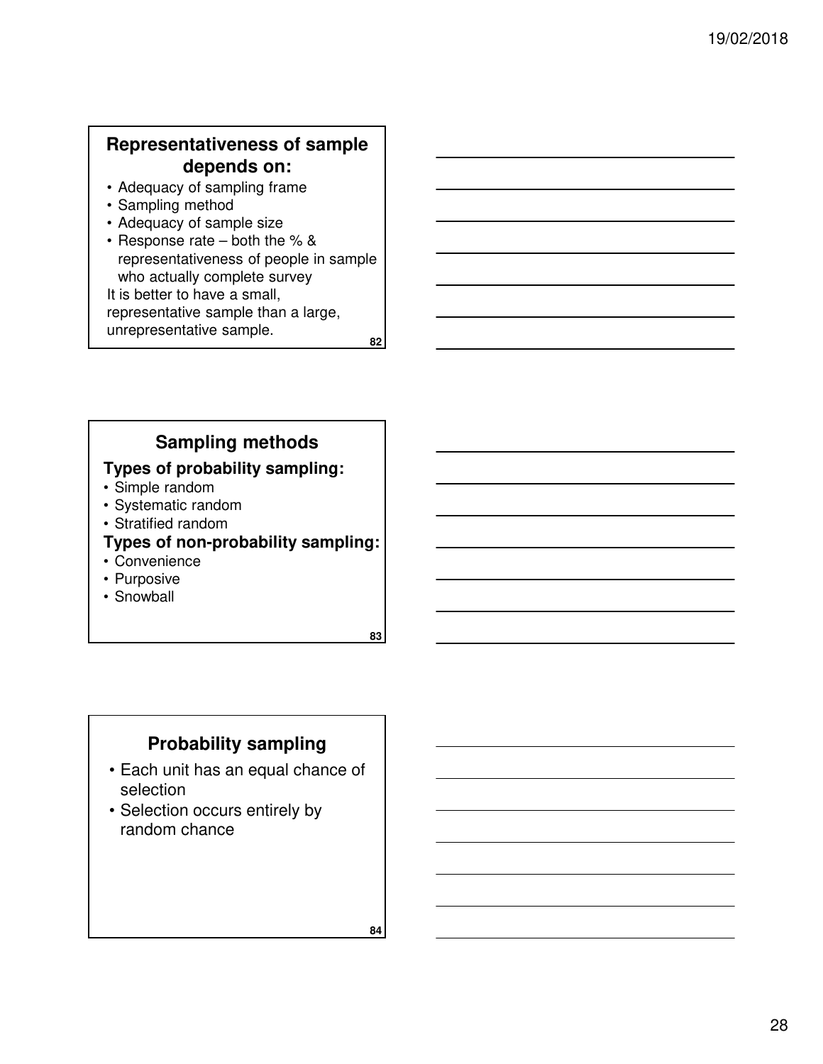## Representativeness of sample depends on:

- Adequacy of sampling frame
- Sampling method
- Adequacy of sample size
- Response rate – both the % & representativeness of people in sample who actually complete survey

It is better to have a small, representative sample than a large, unrepresentative sample.

## Sampling methods

**Types of probability sampling:**

- Simple random
- Systematic random
- Stratified random

**Types of non-probability sampling:**

- Convenience
- Purposive
- Snowball

## Probability sampling

- Each unit has an equal chance of selection
- Selection occurs entirely by random chance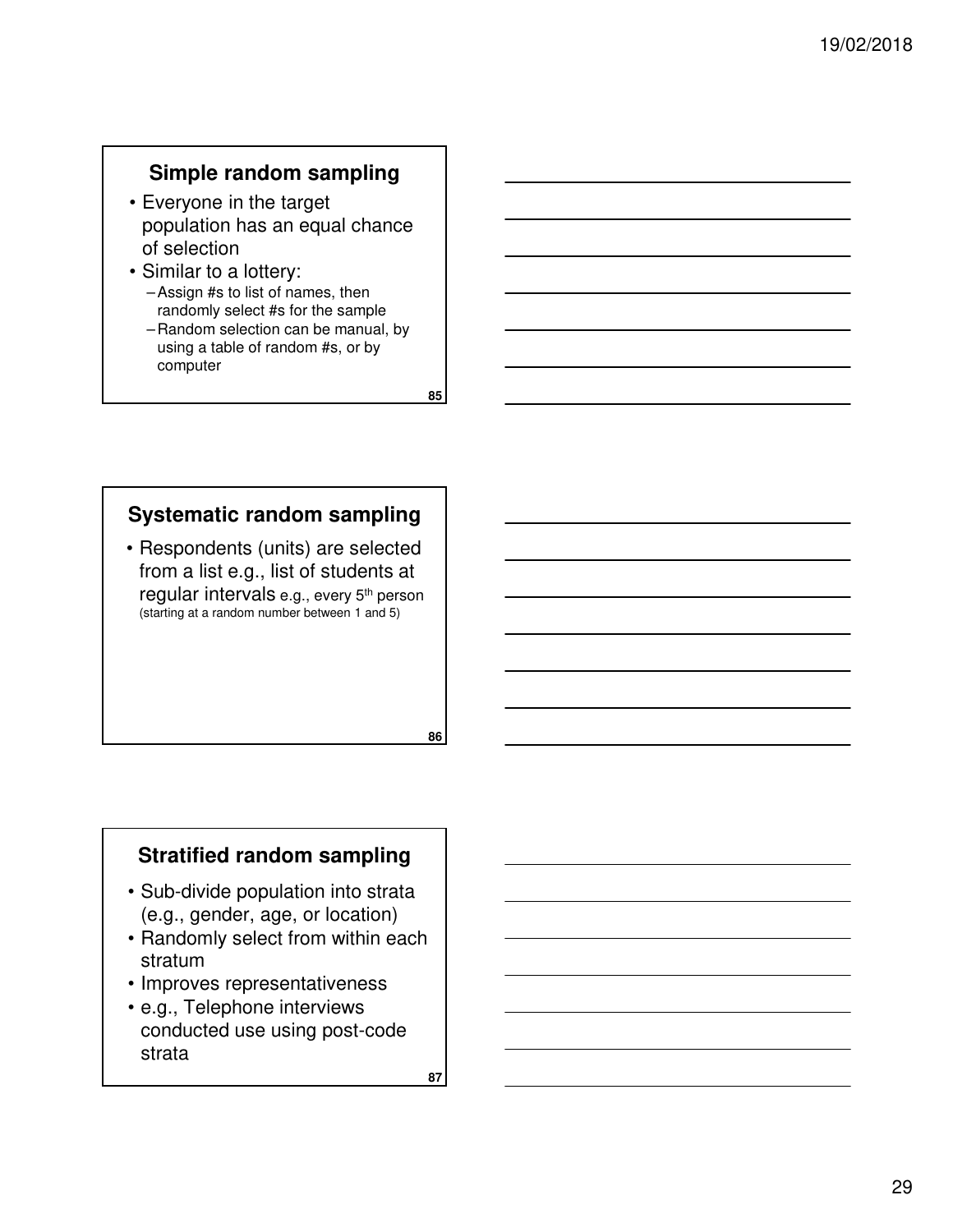## Simple random sampling

- Everyone in the target population has an equal chance of selection
- Similar to a lottery:
  - Assign #s to list of names, then randomly select #s for the sample
  - Random selection can be manual, by using a table of random #s, or by computer

## Systematic random sampling

- Respondents (units) are selected from a list e.g., list of students at regular intervals e.g., every 5th person (starting at a random number between 1 and 5)

## Stratified random sampling

- Sub-divide population into strata (e.g., gender, age, or location)
- Randomly select from within each stratum
- Improves representativeness
- e.g., Telephone interviews conducted use using post-code strata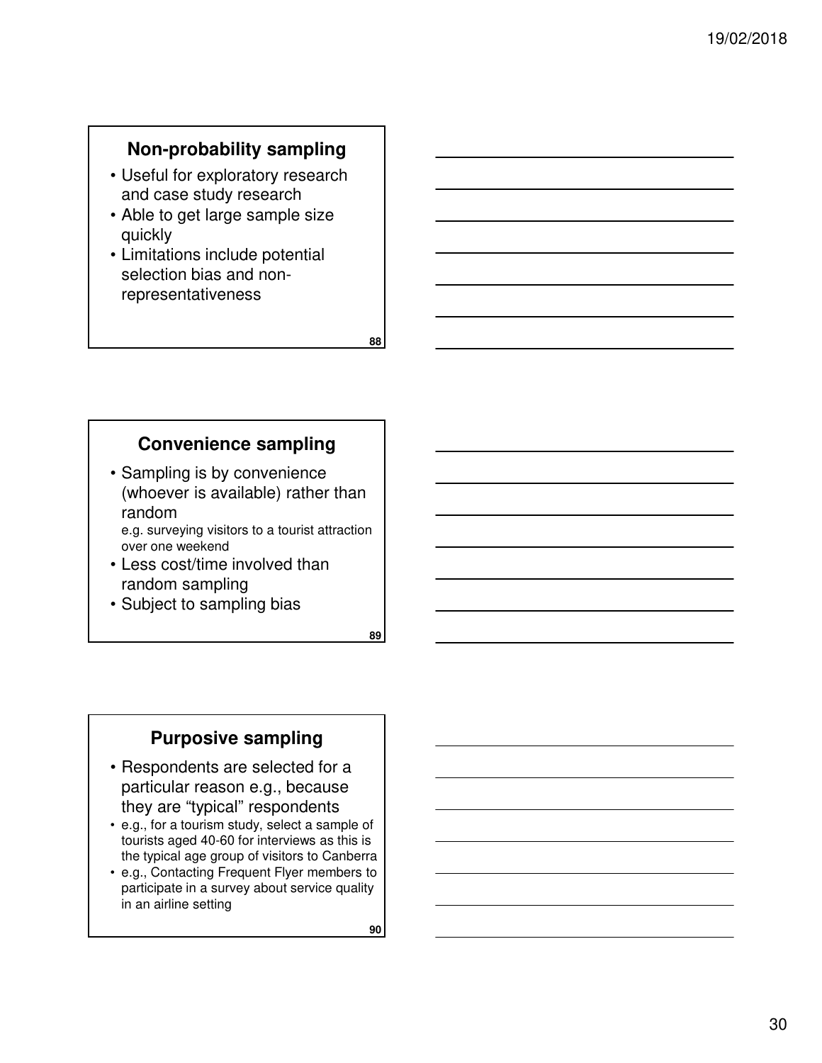## Non-probability sampling

- Useful for exploratory research and case study research
- Able to get large sample size quickly
- Limitations include potential selection bias and non-representativeness

## Convenience sampling

- Sampling is by convenience (whoever is available) rather than random
  e.g. surveying visitors to a tourist attraction over one weekend
- Less cost/time involved than random sampling
- Subject to sampling bias

## Purposive sampling

- Respondents are selected for a particular reason e.g., because they are "typical" respondents
- e.g., for a tourism study, select a sample of tourists aged 40-60 for interviews as this is the typical age group of visitors to Canberra
- e.g., Contacting Frequent Flyer members to participate in a survey about service quality in an airline setting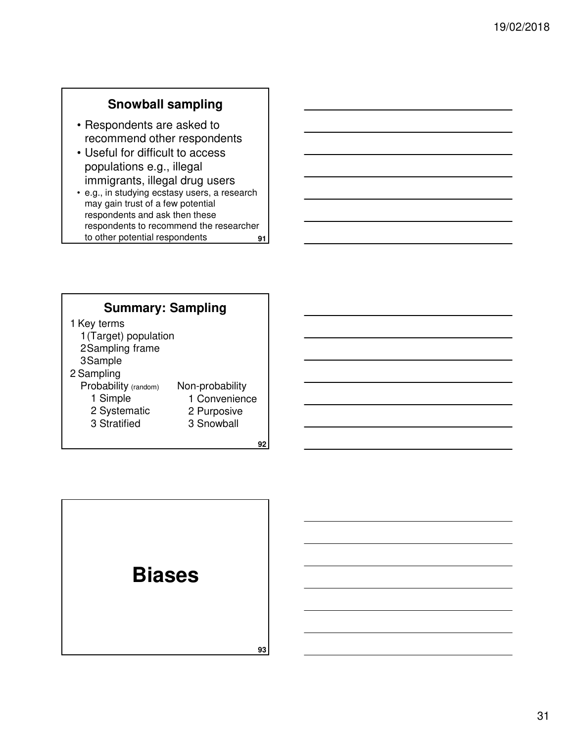## Snowball sampling

- Respondents are asked to recommend other respondents
- Useful for difficult to access populations e.g., illegal immigrants, illegal drug users
- e.g., in studying ecstasy users, a research may gain trust of a few potential respondents and ask then these respondents to recommend the researcher to other potential respondents

## Summary: Sampling

1 Key terms
  1 (Target) population
  2 Sampling frame
  3 Sample

2 Sampling

| Probability (random) | Non-probability |
| --- | --- |
| 1 Simple | 1 Convenience |
| 2 Systematic | 2 Purposive |
| 3 Stratified | 3 Snowball |

# Biases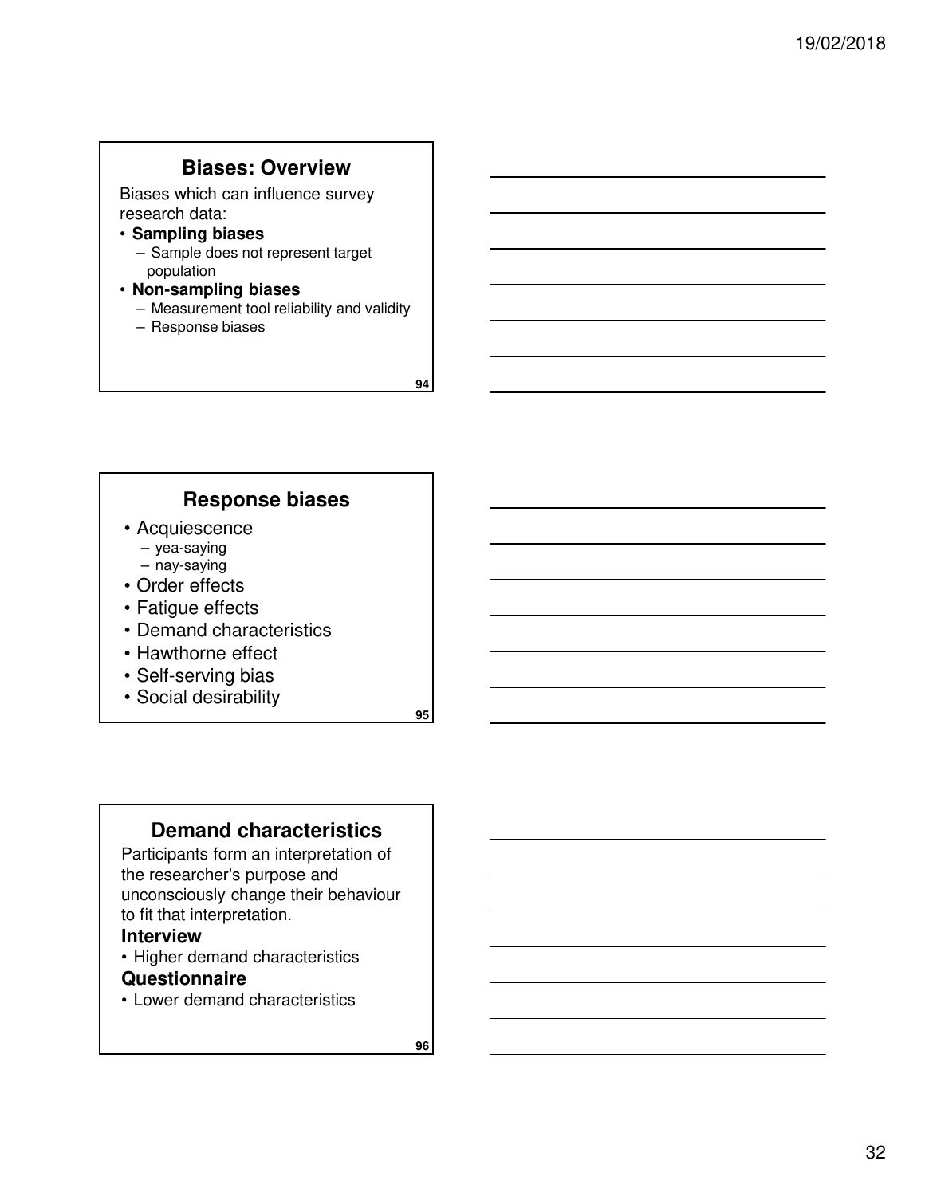## Biases: Overview

Biases which can influence survey research data:

- **Sampling biases**
  - Sample does not represent target population
- **Non-sampling biases**
  - Measurement tool reliability and validity
  - Response biases

## Response biases

- Acquiescence
  - yea-saying
  - nay-saying
- Order effects
- Fatigue effects
- Demand characteristics
- Hawthorne effect
- Self-serving bias
- Social desirability

## Demand characteristics

Participants form an interpretation of the researcher's purpose and unconsciously change their behaviour to fit that interpretation.

**Interview**

- Higher demand characteristics

**Questionnaire**

- Lower demand characteristics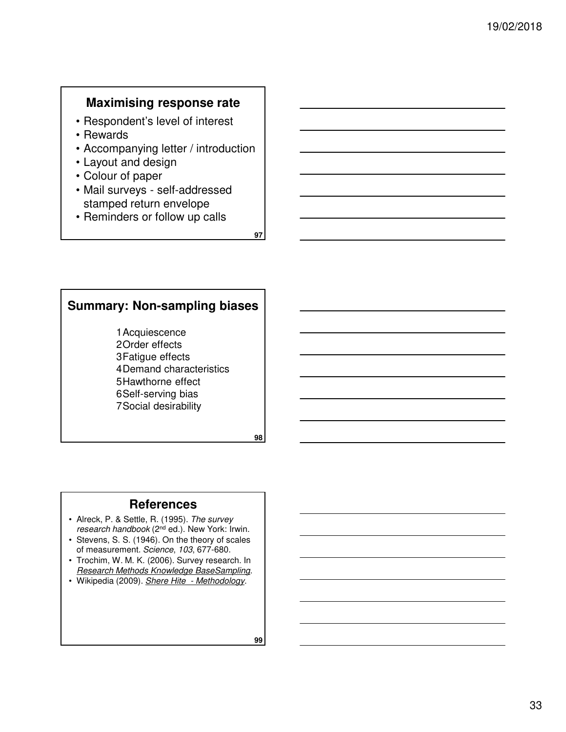## Maximising response rate

- Respondent's level of interest
- Rewards
- Accompanying letter / introduction
- Layout and design
- Colour of paper
- Mail surveys - self-addressed stamped return envelope
- Reminders or follow up calls

97

## Summary: Non-sampling biases

1. Acquiescence
2. Order effects
3. Fatigue effects
4. Demand characteristics
5. Hawthorne effect
6. Self-serving bias
7. Social desirability

98

## References

- Alreck, P. & Settle, R. (1995). *The survey research handbook* (2nd ed.). New York: Irwin.
- Stevens, S. S. (1946). On the theory of scales of measurement. *Science*, *103*, 677-680.
- Trochim, W. M. K. (2006). Survey research. In *Research Methods Knowledge BaseSampling*.
- Wikipedia (2009). *Shere Hite - Methodology*.

99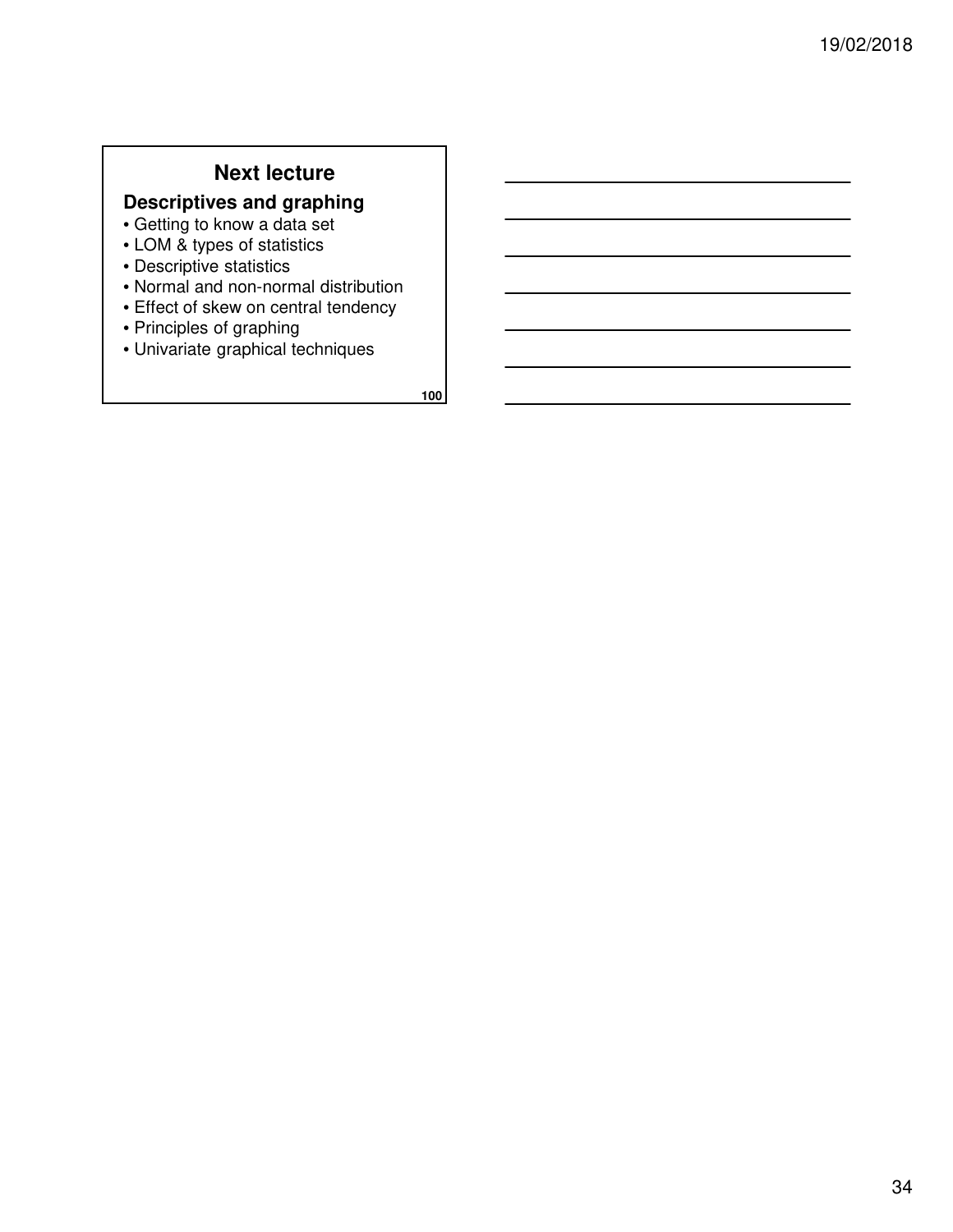## Next lecture

### Descriptives and graphing

- Getting to know a data set
- LOM & types of statistics
- Descriptive statistics
- Normal and non-normal distribution
- Effect of skew on central tendency
- Principles of graphing
- Univariate graphical techniques